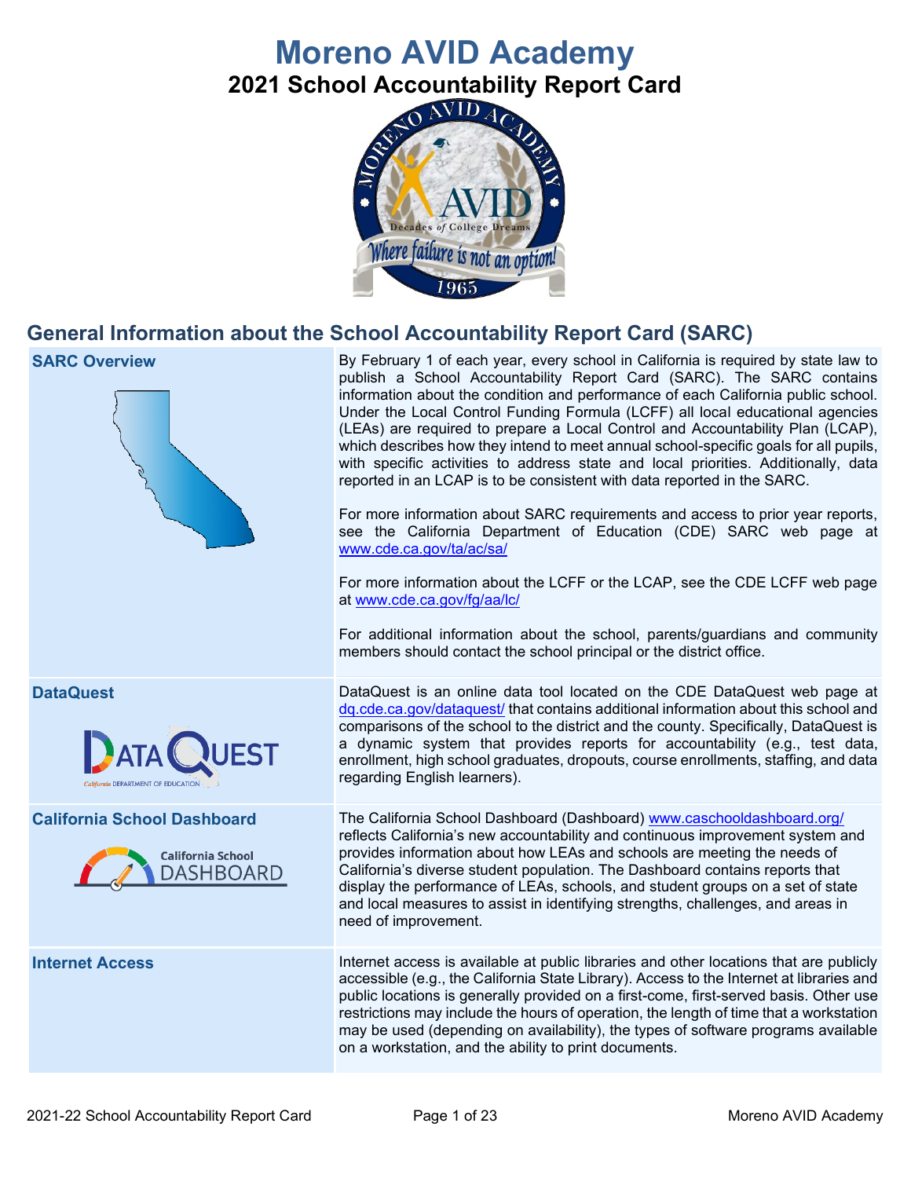# Moreno AVID Academy

## 2021 School Accountability Report Card

## General Information about the School Accountability Report Card (SARC)

| | |
|---|---|
| **SARC Overview** | By February 1 of each year, every school in California is required by state law to publish a School Accountability Report Card (SARC). The SARC contains information about the condition and performance of each California public school. Under the Local Control Funding Formula (LCFF) all local educational agencies (LEAs) are required to prepare a Local Control and Accountability Plan (LCAP), which describes how they intend to meet annual school-specific goals for all pupils, with specific activities to address state and local priorities. Additionally, data reported in an LCAP is to be consistent with data reported in the SARC.<br><br>For more information about SARC requirements and access to prior year reports, see the California Department of Education (CDE) SARC web page at www.cde.ca.gov/ta/ac/sa/<br><br>For more information about the LCFF or the LCAP, see the CDE LCFF web page at www.cde.ca.gov/fg/aa/lc/<br><br>For additional information about the school, parents/guardians and community members should contact the school principal or the district office. |
| **DataQuest** | DataQuest is an online data tool located on the CDE DataQuest web page at dq.cde.ca.gov/dataquest/ that contains additional information about this school and comparisons of the school to the district and the county. Specifically, DataQuest is a dynamic system that provides reports for accountability (e.g., test data, enrollment, high school graduates, dropouts, course enrollments, staffing, and data regarding English learners). |
| **California School Dashboard** | The California School Dashboard (Dashboard) www.caschooldashboard.org/ reflects California's new accountability and continuous improvement system and provides information about how LEAs and schools are meeting the needs of California's diverse student population. The Dashboard contains reports that display the performance of LEAs, schools, and student groups on a set of state and local measures to assist in identifying strengths, challenges, and areas in need of improvement. |
| **Internet Access** | Internet access is available at public libraries and other locations that are publicly accessible (e.g., the California State Library). Access to the Internet at libraries and public locations is generally provided on a first-come, first-served basis. Other use restrictions may include the hours of operation, the length of time that a workstation may be used (depending on availability), the types of software programs available on a workstation, and the ability to print documents. |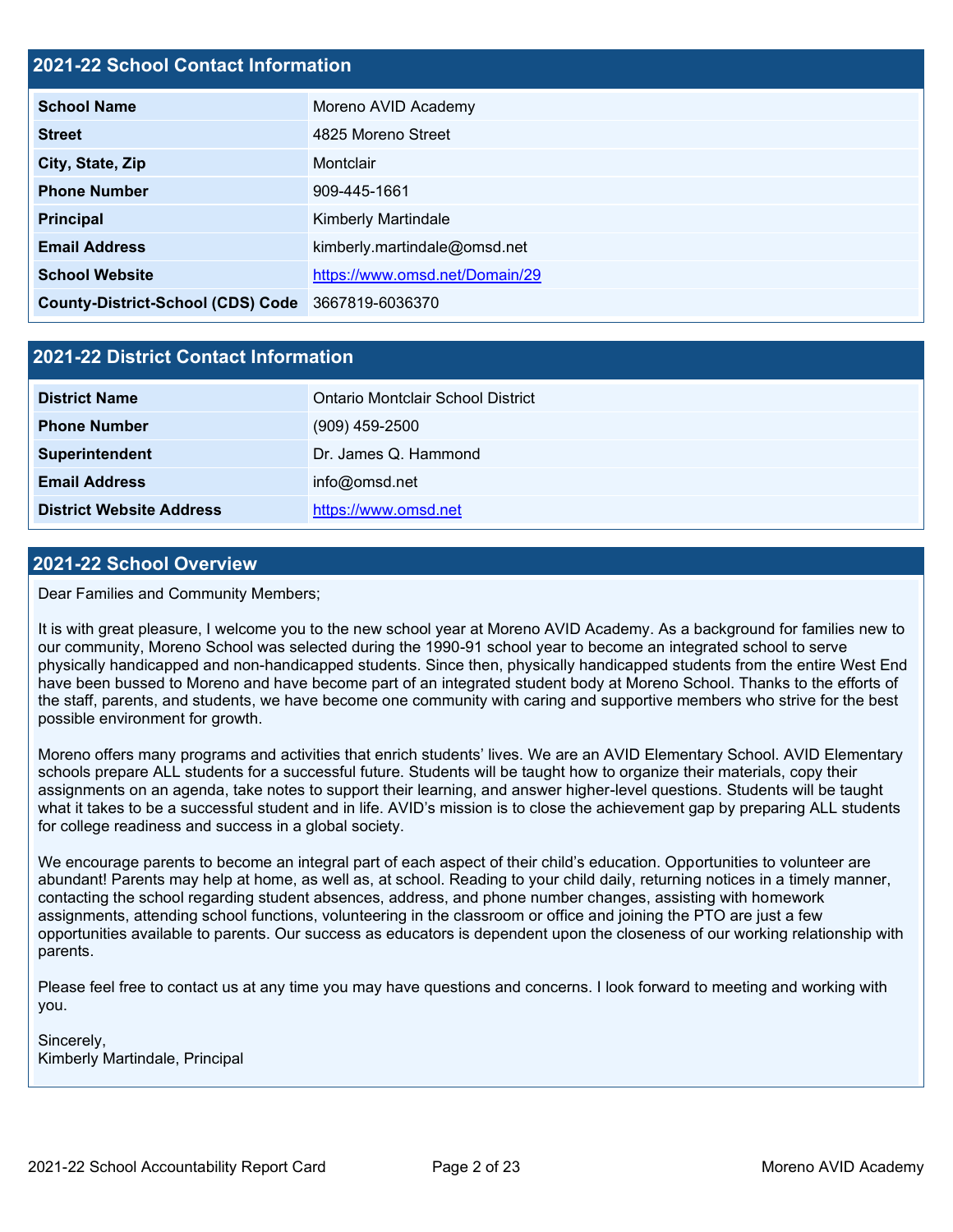## 2021-22 School Contact Information

| | |
|---|---|
| **School Name** | Moreno AVID Academy |
| **Street** | 4825 Moreno Street |
| **City, State, Zip** | Montclair |
| **Phone Number** | 909-445-1661 |
| **Principal** | Kimberly Martindale |
| **Email Address** | kimberly.martindale@omsd.net |
| **School Website** | https://www.omsd.net/Domain/29 |
| **County-District-School (CDS) Code** | 3667819-6036370 |

## 2021-22 District Contact Information

| | |
|---|---|
| **District Name** | Ontario Montclair School District |
| **Phone Number** | (909) 459-2500 |
| **Superintendent** | Dr. James Q. Hammond |
| **Email Address** | info@omsd.net |
| **District Website Address** | https://www.omsd.net |

## 2021-22 School Overview

Dear Families and Community Members;

It is with great pleasure, I welcome you to the new school year at Moreno AVID Academy. As a background for families new to our community, Moreno School was selected during the 1990-91 school year to become an integrated school to serve physically handicapped and non-handicapped students. Since then, physically handicapped students from the entire West End have been bussed to Moreno and have become part of an integrated student body at Moreno School. Thanks to the efforts of the staff, parents, and students, we have become one community with caring and supportive members who strive for the best possible environment for growth.

Moreno offers many programs and activities that enrich students' lives. We are an AVID Elementary School. AVID Elementary schools prepare ALL students for a successful future. Students will be taught how to organize their materials, copy their assignments on an agenda, take notes to support their learning, and answer higher-level questions. Students will be taught what it takes to be a successful student and in life. AVID's mission is to close the achievement gap by preparing ALL students for college readiness and success in a global society.

We encourage parents to become an integral part of each aspect of their child's education. Opportunities to volunteer are abundant! Parents may help at home, as well as, at school. Reading to your child daily, returning notices in a timely manner, contacting the school regarding student absences, address, and phone number changes, assisting with homework assignments, attending school functions, volunteering in the classroom or office and joining the PTO are just a few opportunities available to parents. Our success as educators is dependent upon the closeness of our working relationship with parents.

Please feel free to contact us at any time you may have questions and concerns. I look forward to meeting and working with you.

Sincerely,
Kimberly Martindale, Principal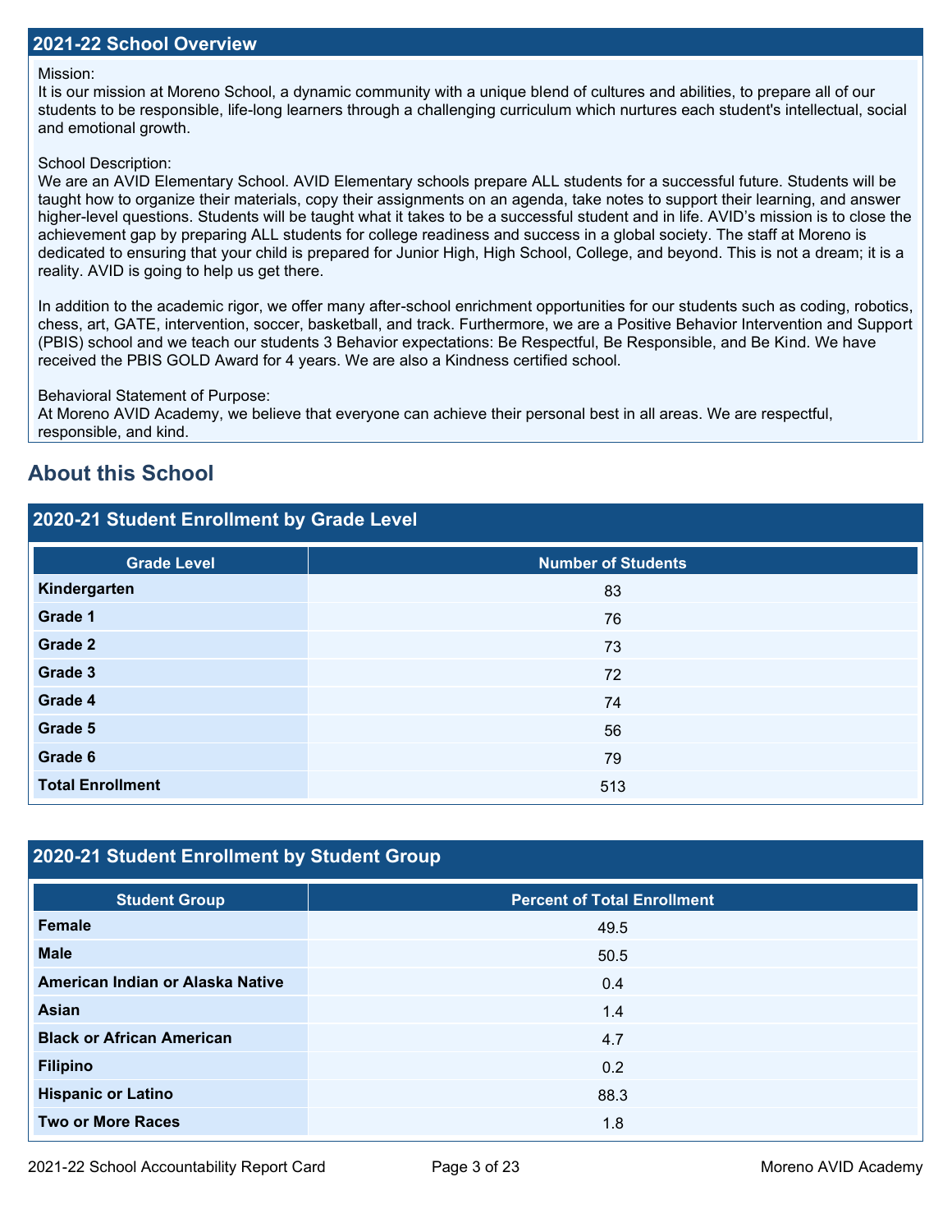## 2021-22 School Overview

Mission:
It is our mission at Moreno School, a dynamic community with a unique blend of cultures and abilities, to prepare all of our students to be responsible, life-long learners through a challenging curriculum which nurtures each student's intellectual, social and emotional growth.

School Description:
We are an AVID Elementary School. AVID Elementary schools prepare ALL students for a successful future. Students will be taught how to organize their materials, copy their assignments on an agenda, take notes to support their learning, and answer higher-level questions. Students will be taught what it takes to be a successful student and in life. AVID's mission is to close the achievement gap by preparing ALL students for college readiness and success in a global society. The staff at Moreno is dedicated to ensuring that your child is prepared for Junior High, High School, College, and beyond. This is not a dream; it is a reality. AVID is going to help us get there.

In addition to the academic rigor, we offer many after-school enrichment opportunities for our students such as coding, robotics, chess, art, GATE, intervention, soccer, basketball, and track. Furthermore, we are a Positive Behavior Intervention and Support (PBIS) school and we teach our students 3 Behavior expectations: Be Respectful, Be Responsible, and Be Kind. We have received the PBIS GOLD Award for 4 years. We are also a Kindness certified school.

Behavioral Statement of Purpose:
At Moreno AVID Academy, we believe that everyone can achieve their personal best in all areas. We are respectful, responsible, and kind.

# About this School

## 2020-21 Student Enrollment by Grade Level

| Grade Level | Number of Students |
|---|---|
| Kindergarten | 83 |
| Grade 1 | 76 |
| Grade 2 | 73 |
| Grade 3 | 72 |
| Grade 4 | 74 |
| Grade 5 | 56 |
| Grade 6 | 79 |
| Total Enrollment | 513 |

## 2020-21 Student Enrollment by Student Group

| Student Group | Percent of Total Enrollment |
|---|---|
| Female | 49.5 |
| Male | 50.5 |
| American Indian or Alaska Native | 0.4 |
| Asian | 1.4 |
| Black or African American | 4.7 |
| Filipino | 0.2 |
| Hispanic or Latino | 88.3 |
| Two or More Races | 1.8 |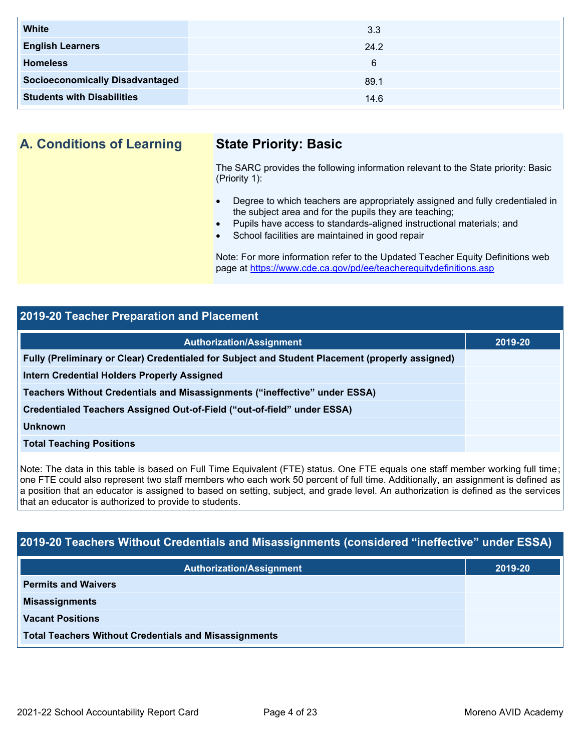| | |
|---|---|
| **White** | 3.3 |
| **English Learners** | 24.2 |
| **Homeless** | 6 |
| **Socioeconomically Disadvantaged** | 89.1 |
| **Students with Disabilities** | 14.6 |

## A. Conditions of Learning

### State Priority: Basic

The SARC provides the following information relevant to the State priority: Basic (Priority 1):

- Degree to which teachers are appropriately assigned and fully credentialed in the subject area and for the pupils they are teaching;
- Pupils have access to standards-aligned instructional materials; and
- School facilities are maintained in good repair

Note: For more information refer to the Updated Teacher Equity Definitions web page at https://www.cde.ca.gov/pd/ee/teacherequitydefinitions.asp

## 2019-20 Teacher Preparation and Placement

| Authorization/Assignment | 2019-20 |
|---|---|
| **Fully (Preliminary or Clear) Credentialed for Subject and Student Placement (properly assigned)** | |
| **Intern Credential Holders Properly Assigned** | |
| **Teachers Without Credentials and Misassignments ("ineffective" under ESSA)** | |
| **Credentialed Teachers Assigned Out-of-Field ("out-of-field" under ESSA)** | |
| **Unknown** | |
| **Total Teaching Positions** | |

Note: The data in this table is based on Full Time Equivalent (FTE) status. One FTE equals one staff member working full time; one FTE could also represent two staff members who each work 50 percent of full time. Additionally, an assignment is defined as a position that an educator is assigned to based on setting, subject, and grade level. An authorization is defined as the services that an educator is authorized to provide to students.

## 2019-20 Teachers Without Credentials and Misassignments (considered "ineffective" under ESSA)

| Authorization/Assignment | 2019-20 |
|---|---|
| **Permits and Waivers** | |
| **Misassignments** | |
| **Vacant Positions** | |
| **Total Teachers Without Credentials and Misassignments** | |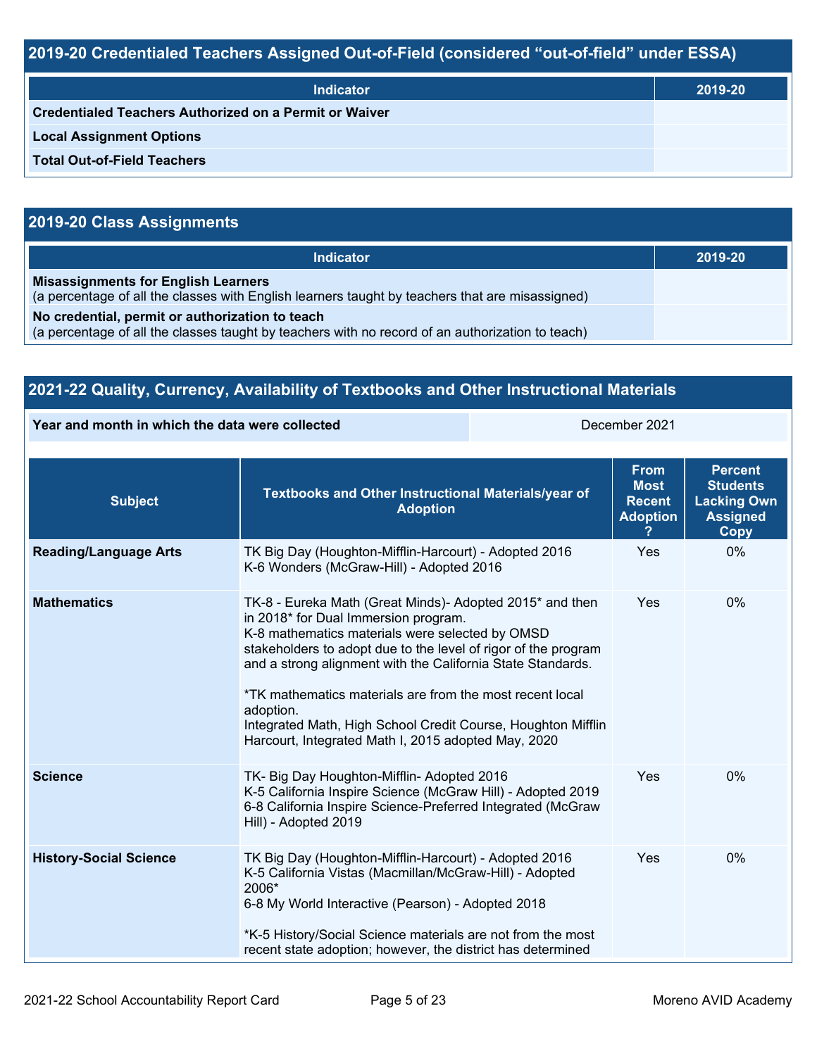## 2019-20 Credentialed Teachers Assigned Out-of-Field (considered "out-of-field" under ESSA)

| Indicator | 2019-20 |
| --- | --- |
| Credentialed Teachers Authorized on a Permit or Waiver | |
| Local Assignment Options | |
| Total Out-of-Field Teachers | |

## 2019-20 Class Assignments

| Indicator | 2019-20 |
| --- | --- |
| **Misassignments for English Learners** (a percentage of all the classes with English learners taught by teachers that are misassigned) | |
| **No credential, permit or authorization to teach** (a percentage of all the classes taught by teachers with no record of an authorization to teach) | |

## 2021-22 Quality, Currency, Availability of Textbooks and Other Instructional Materials

| Year and month in which the data were collected | December 2021 |
| --- | --- |

| Subject | Textbooks and Other Instructional Materials/year of Adoption | From Most Recent Adoption ? | Percent Students Lacking Own Assigned Copy |
| --- | --- | --- | --- |
| **Reading/Language Arts** | TK Big Day (Houghton-Mifflin-Harcourt) - Adopted 2016<br>K-6 Wonders (McGraw-Hill) - Adopted 2016 | Yes | 0% |
| **Mathematics** | TK-8 - Eureka Math (Great Minds)- Adopted 2015* and then in 2018* for Dual Immersion program.<br>K-8 mathematics materials were selected by OMSD stakeholders to adopt due to the level of rigor of the program and a strong alignment with the California State Standards.<br><br>*TK mathematics materials are from the most recent local adoption.<br>Integrated Math, High School Credit Course, Houghton Mifflin Harcourt, Integrated Math I, 2015 adopted May, 2020 | Yes | 0% |
| **Science** | TK- Big Day Houghton-Mifflin- Adopted 2016<br>K-5 California Inspire Science (McGraw Hill) - Adopted 2019<br>6-8 California Inspire Science-Preferred Integrated (McGraw Hill) - Adopted 2019 | Yes | 0% |
| **History-Social Science** | TK Big Day (Houghton-Mifflin-Harcourt) - Adopted 2016<br>K-5 California Vistas (Macmillan/McGraw-Hill) - Adopted 2006*<br>6-8 My World Interactive (Pearson) - Adopted 2018<br><br>*K-5 History/Social Science materials are not from the most recent state adoption; however, the district has determined | Yes | 0% |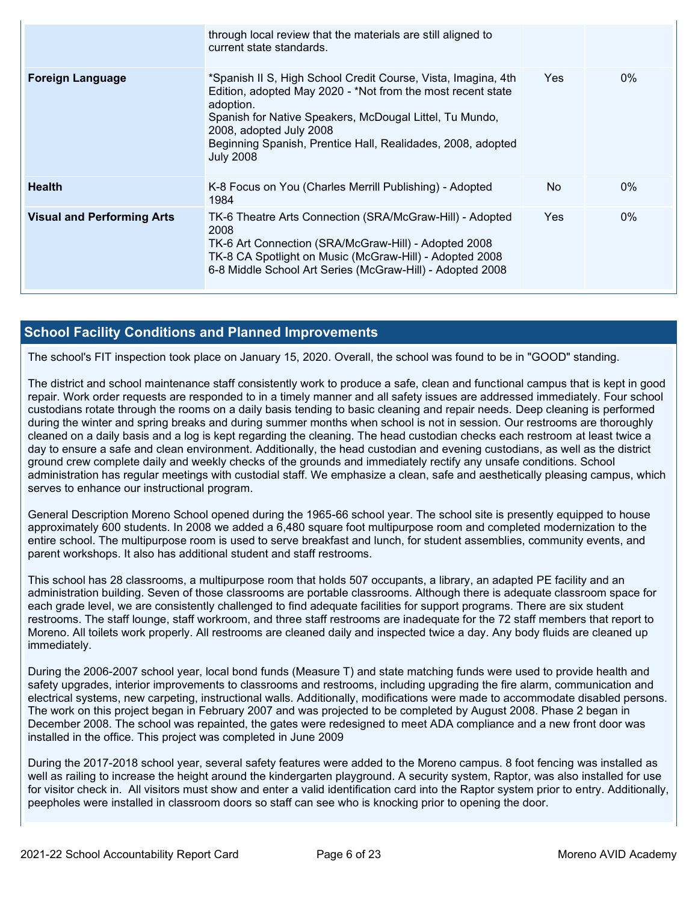| | | | |
|---|---|---|---|
| | through local review that the materials are still aligned to current state standards. | | |
| **Foreign Language** | *Spanish II S, High School Credit Course, Vista, Imagina, 4th Edition, adopted May 2020 - *Not from the most recent state adoption.<br>Spanish for Native Speakers, McDougal Littel, Tu Mundo, 2008, adopted July 2008<br>Beginning Spanish, Prentice Hall, Realidades, 2008, adopted July 2008 | Yes | 0% |
| **Health** | K-8 Focus on You (Charles Merrill Publishing) - Adopted 1984 | No | 0% |
| **Visual and Performing Arts** | TK-6 Theatre Arts Connection (SRA/McGraw-Hill) - Adopted 2008<br>TK-6 Art Connection (SRA/McGraw-Hill) - Adopted 2008<br>TK-8 CA Spotlight on Music (McGraw-Hill) - Adopted 2008<br>6-8 Middle School Art Series (McGraw-Hill) - Adopted 2008 | Yes | 0% |

## School Facility Conditions and Planned Improvements

The school's FIT inspection took place on January 15, 2020. Overall, the school was found to be in "GOOD" standing.

The district and school maintenance staff consistently work to produce a safe, clean and functional campus that is kept in good repair. Work order requests are responded to in a timely manner and all safety issues are addressed immediately. Four school custodians rotate through the rooms on a daily basis tending to basic cleaning and repair needs. Deep cleaning is performed during the winter and spring breaks and during summer months when school is not in session. Our restrooms are thoroughly cleaned on a daily basis and a log is kept regarding the cleaning. The head custodian checks each restroom at least twice a day to ensure a safe and clean environment. Additionally, the head custodian and evening custodians, as well as the district ground crew complete daily and weekly checks of the grounds and immediately rectify any unsafe conditions. School administration has regular meetings with custodial staff. We emphasize a clean, safe and aesthetically pleasing campus, which serves to enhance our instructional program.

General Description Moreno School opened during the 1965-66 school year. The school site is presently equipped to house approximately 600 students. In 2008 we added a 6,480 square foot multipurpose room and completed modernization to the entire school. The multipurpose room is used to serve breakfast and lunch, for student assemblies, community events, and parent workshops. It also has additional student and staff restrooms.

This school has 28 classrooms, a multipurpose room that holds 507 occupants, a library, an adapted PE facility and an administration building. Seven of those classrooms are portable classrooms. Although there is adequate classroom space for each grade level, we are consistently challenged to find adequate facilities for support programs. There are six student restrooms. The staff lounge, staff workroom, and three staff restrooms are inadequate for the 72 staff members that report to Moreno. All toilets work properly. All restrooms are cleaned daily and inspected twice a day. Any body fluids are cleaned up immediately.

During the 2006-2007 school year, local bond funds (Measure T) and state matching funds were used to provide health and safety upgrades, interior improvements to classrooms and restrooms, including upgrading the fire alarm, communication and electrical systems, new carpeting, instructional walls. Additionally, modifications were made to accommodate disabled persons. The work on this project began in February 2007 and was projected to be completed by August 2008. Phase 2 began in December 2008. The school was repainted, the gates were redesigned to meet ADA compliance and a new front door was installed in the office. This project was completed in June 2009

During the 2017-2018 school year, several safety features were added to the Moreno campus. 8 foot fencing was installed as well as railing to increase the height around the kindergarten playground. A security system, Raptor, was also installed for use for visitor check in. All visitors must show and enter a valid identification card into the Raptor system prior to entry. Additionally, peepholes were installed in classroom doors so staff can see who is knocking prior to opening the door.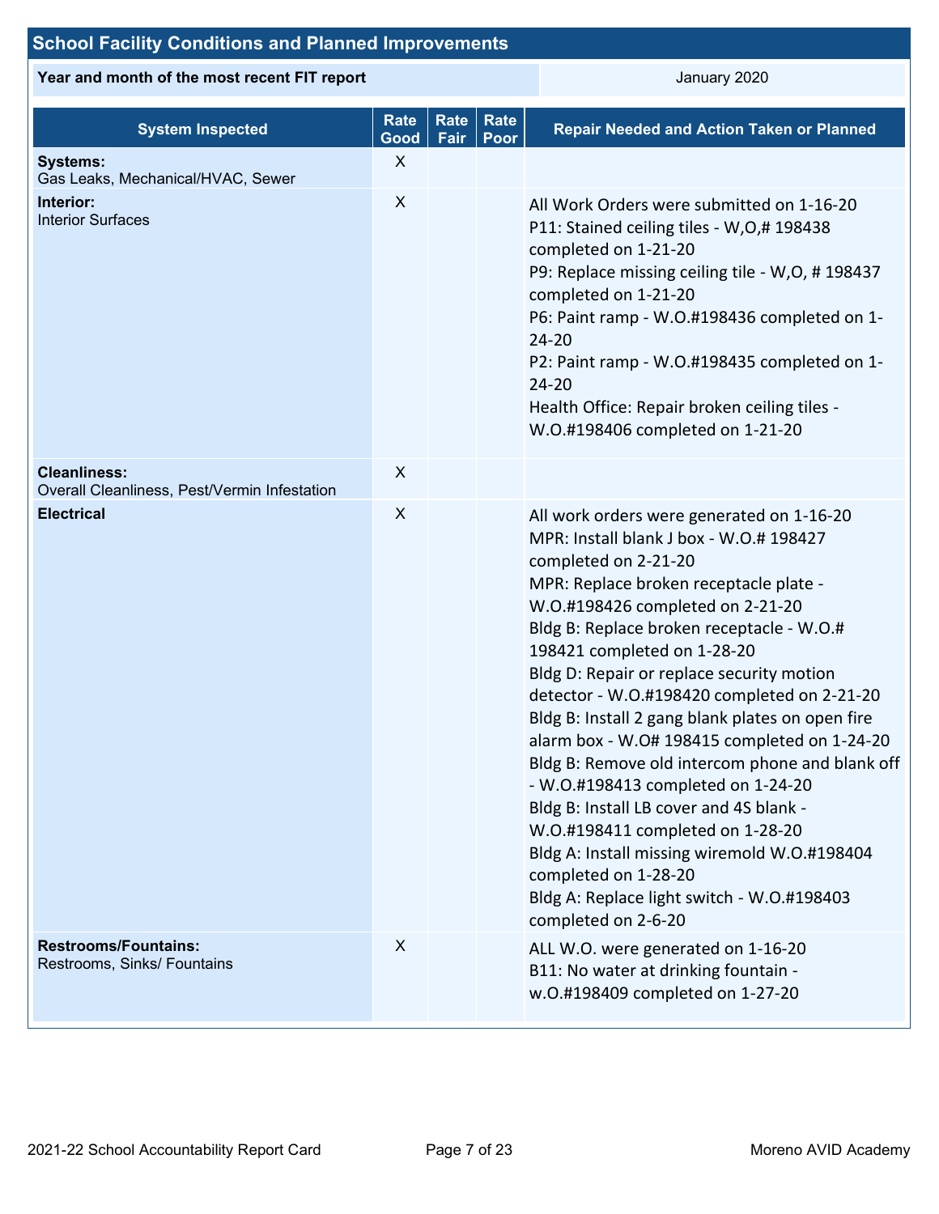## School Facility Conditions and Planned Improvements

| Year and month of the most recent FIT report | January 2020 |
| --- | --- |

| System Inspected | Rate Good | Rate Fair | Rate Poor | Repair Needed and Action Taken or Planned |
| --- | --- | --- | --- | --- |
| **Systems:** Gas Leaks, Mechanical/HVAC, Sewer | X | | | |
| **Interior:** Interior Surfaces | X | | | All Work Orders were submitted on 1-16-20<br>P11: Stained ceiling tiles - W,O,# 198438 completed on 1-21-20<br>P9: Replace missing ceiling tile - W,O, # 198437 completed on 1-21-20<br>P6: Paint ramp - W.O.#198436 completed on 1-24-20<br>P2: Paint ramp - W.O.#198435 completed on 1-24-20<br>Health Office: Repair broken ceiling tiles - W.O.#198406 completed on 1-21-20 |
| **Cleanliness:** Overall Cleanliness, Pest/Vermin Infestation | X | | | |
| **Electrical** | X | | | All work orders were generated on 1-16-20<br>MPR: Install blank J box - W.O.# 198427 completed on 2-21-20<br>MPR: Replace broken receptacle plate - W.O.#198426 completed on 2-21-20<br>Bldg B: Replace broken receptacle - W.O.# 198421 completed on 1-28-20<br>Bldg D: Repair or replace security motion detector - W.O.#198420 completed on 2-21-20<br>Bldg B: Install 2 gang blank plates on open fire alarm box - W.O# 198415 completed on 1-24-20<br>Bldg B: Remove old intercom phone and blank off - W.O.#198413 completed on 1-24-20<br>Bldg B: Install LB cover and 4S blank - W.O.#198411 completed on 1-28-20<br>Bldg A: Install missing wiremold W.O.#198404 completed on 1-28-20<br>Bldg A: Replace light switch - W.O.#198403 completed on 2-6-20 |
| **Restrooms/Fountains:** Restrooms, Sinks/ Fountains | X | | | ALL W.O. were generated on 1-16-20<br>B11: No water at drinking fountain - w.O.#198409 completed on 1-27-20 |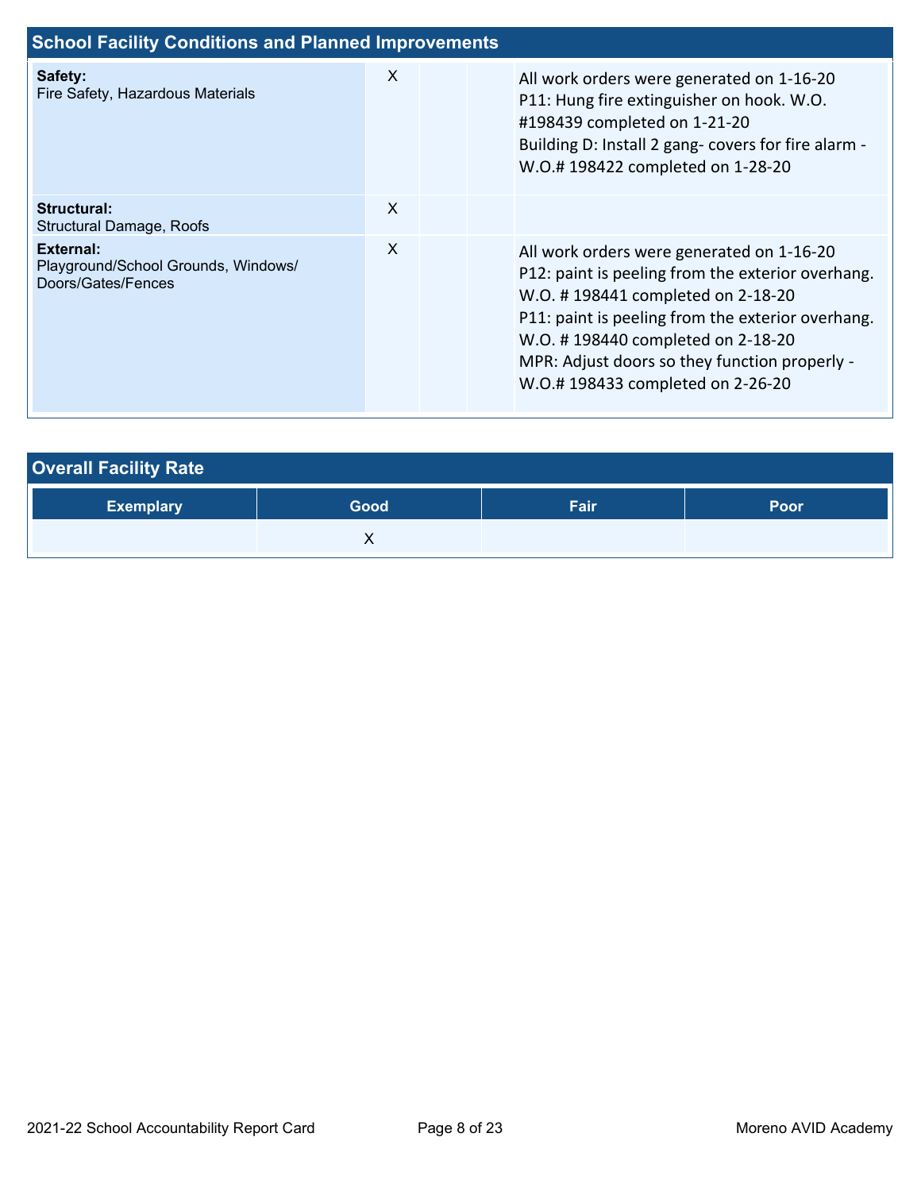## School Facility Conditions and Planned Improvements

| System Inspected | Good | Fair | Poor | Repair Needed and Action Taken or Planned |
|---|---|---|---|---|
| **Safety:** Fire Safety, Hazardous Materials | X | | | All work orders were generated on 1-16-20<br>P11: Hung fire extinguisher on hook. W.O. #198439 completed on 1-21-20<br>Building D: Install 2 gang- covers for fire alarm - W.O.# 198422 completed on 1-28-20 |
| **Structural:** Structural Damage, Roofs | X | | | |
| **External:** Playground/School Grounds, Windows/ Doors/Gates/Fences | X | | | All work orders were generated on 1-16-20<br>P12: paint is peeling from the exterior overhang. W.O. # 198441 completed on 2-18-20<br>P11: paint is peeling from the exterior overhang. W.O. # 198440 completed on 2-18-20<br>MPR: Adjust doors so they function properly - W.O.# 198433 completed on 2-26-20 |

## Overall Facility Rate

| Exemplary | Good | Fair | Poor |
|---|---|---|---|
| | X | | |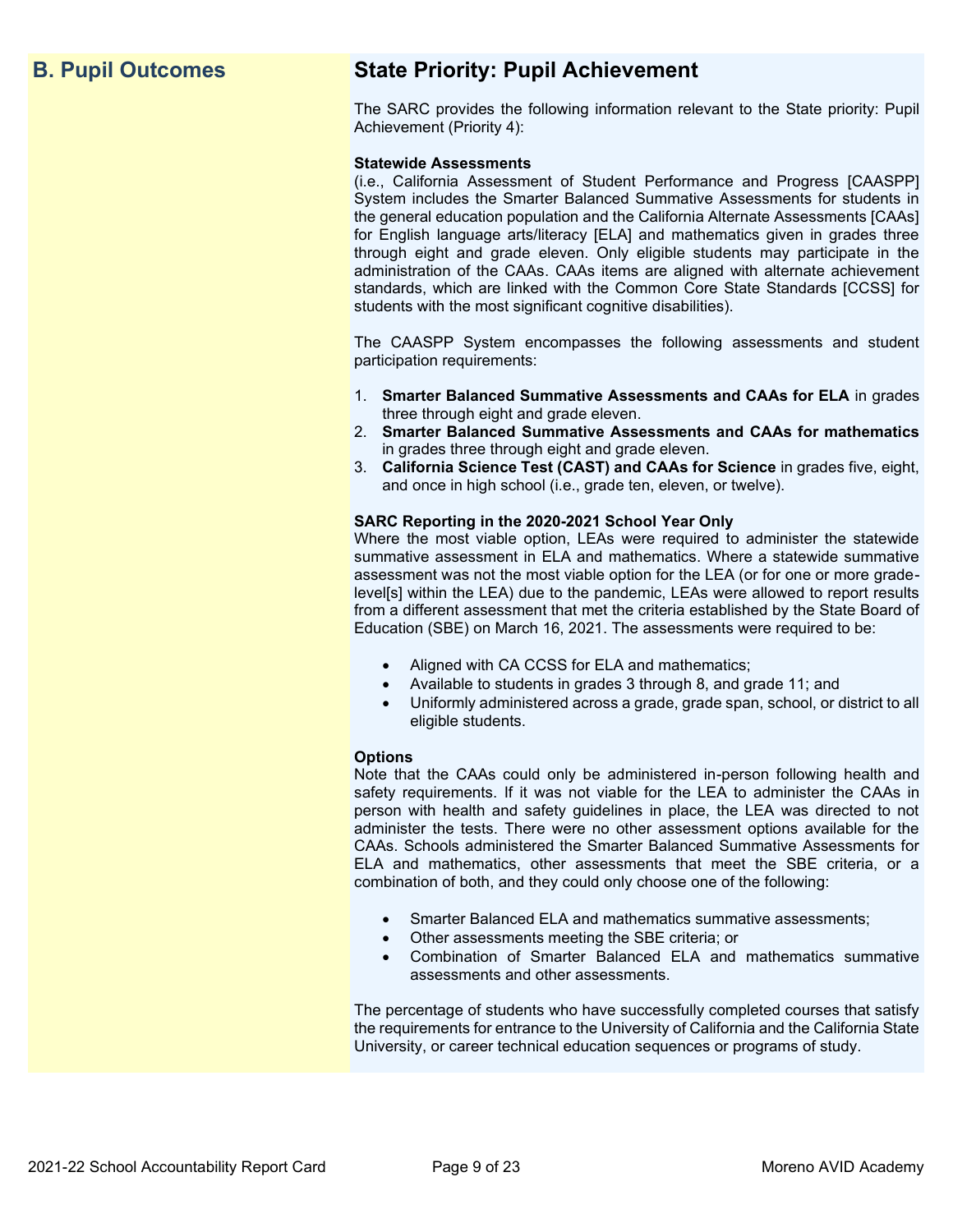## B. Pupil Outcomes

## State Priority: Pupil Achievement

The SARC provides the following information relevant to the State priority: Pupil Achievement (Priority 4):

**Statewide Assessments**
(i.e., California Assessment of Student Performance and Progress [CAASPP] System includes the Smarter Balanced Summative Assessments for students in the general education population and the California Alternate Assessments [CAAs] for English language arts/literacy [ELA] and mathematics given in grades three through eight and grade eleven. Only eligible students may participate in the administration of the CAAs. CAAs items are aligned with alternate achievement standards, which are linked with the Common Core State Standards [CCSS] for students with the most significant cognitive disabilities).

The CAASPP System encompasses the following assessments and student participation requirements:

1. **Smarter Balanced Summative Assessments and CAAs for ELA** in grades three through eight and grade eleven.
2. **Smarter Balanced Summative Assessments and CAAs for mathematics** in grades three through eight and grade eleven.
3. **California Science Test (CAST) and CAAs for Science** in grades five, eight, and once in high school (i.e., grade ten, eleven, or twelve).

**SARC Reporting in the 2020-2021 School Year Only**
Where the most viable option, LEAs were required to administer the statewide summative assessment in ELA and mathematics. Where a statewide summative assessment was not the most viable option for the LEA (or for one or more grade-level[s] within the LEA) due to the pandemic, LEAs were allowed to report results from a different assessment that met the criteria established by the State Board of Education (SBE) on March 16, 2021. The assessments were required to be:

- Aligned with CA CCSS for ELA and mathematics;
- Available to students in grades 3 through 8, and grade 11; and
- Uniformly administered across a grade, grade span, school, or district to all eligible students.

**Options**
Note that the CAAs could only be administered in-person following health and safety requirements. If it was not viable for the LEA to administer the CAAs in person with health and safety guidelines in place, the LEA was directed to not administer the tests. There were no other assessment options available for the CAAs. Schools administered the Smarter Balanced Summative Assessments for ELA and mathematics, other assessments that meet the SBE criteria, or a combination of both, and they could only choose one of the following:

- Smarter Balanced ELA and mathematics summative assessments;
- Other assessments meeting the SBE criteria; or
- Combination of Smarter Balanced ELA and mathematics summative assessments and other assessments.

The percentage of students who have successfully completed courses that satisfy the requirements for entrance to the University of California and the California State University, or career technical education sequences or programs of study.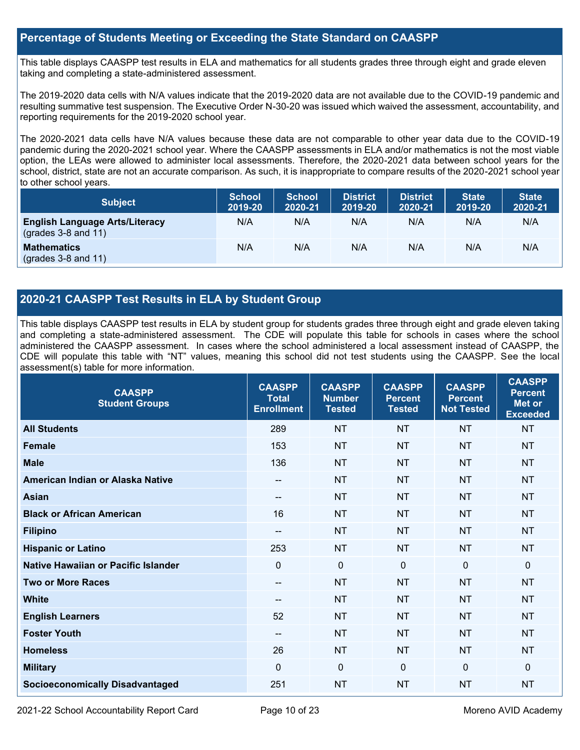## Percentage of Students Meeting or Exceeding the State Standard on CAASPP

This table displays CAASPP test results in ELA and mathematics for all students grades three through eight and grade eleven taking and completing a state-administered assessment.

The 2019-2020 data cells with N/A values indicate that the 2019-2020 data are not available due to the COVID-19 pandemic and resulting summative test suspension. The Executive Order N-30-20 was issued which waived the assessment, accountability, and reporting requirements for the 2019-2020 school year.

The 2020-2021 data cells have N/A values because these data are not comparable to other year data due to the COVID-19 pandemic during the 2020-2021 school year. Where the CAASPP assessments in ELA and/or mathematics is not the most viable option, the LEAs were allowed to administer local assessments. Therefore, the 2020-2021 data between school years for the school, district, state are not an accurate comparison. As such, it is inappropriate to compare results of the 2020-2021 school year to other school years.

| Subject | School 2019-20 | School 2020-21 | District 2019-20 | District 2020-21 | State 2019-20 | State 2020-21 |
|---|---|---|---|---|---|---|
| **English Language Arts/Literacy** (grades 3-8 and 11) | N/A | N/A | N/A | N/A | N/A | N/A |
| **Mathematics** (grades 3-8 and 11) | N/A | N/A | N/A | N/A | N/A | N/A |

## 2020-21 CAASPP Test Results in ELA by Student Group

This table displays CAASPP test results in ELA by student group for students grades three through eight and grade eleven taking and completing a state-administered assessment. The CDE will populate this table for schools in cases where the school administered the CAASPP assessment. In cases where the school administered a local assessment instead of CAASPP, the CDE will populate this table with "NT" values, meaning this school did not test students using the CAASPP. See the local assessment(s) table for more information.

| CAASPP Student Groups | CAASPP Total Enrollment | CAASPP Number Tested | CAASPP Percent Tested | CAASPP Percent Not Tested | CAASPP Percent Met or Exceeded |
|---|---|---|---|---|---|
| **All Students** | 289 | NT | NT | NT | NT |
| **Female** | 153 | NT | NT | NT | NT |
| **Male** | 136 | NT | NT | NT | NT |
| **American Indian or Alaska Native** | -- | NT | NT | NT | NT |
| **Asian** | -- | NT | NT | NT | NT |
| **Black or African American** | 16 | NT | NT | NT | NT |
| **Filipino** | -- | NT | NT | NT | NT |
| **Hispanic or Latino** | 253 | NT | NT | NT | NT |
| **Native Hawaiian or Pacific Islander** | 0 | 0 | 0 | 0 | 0 |
| **Two or More Races** | -- | NT | NT | NT | NT |
| **White** | -- | NT | NT | NT | NT |
| **English Learners** | 52 | NT | NT | NT | NT |
| **Foster Youth** | -- | NT | NT | NT | NT |
| **Homeless** | 26 | NT | NT | NT | NT |
| **Military** | 0 | 0 | 0 | 0 | 0 |
| **Socioeconomically Disadvantaged** | 251 | NT | NT | NT | NT |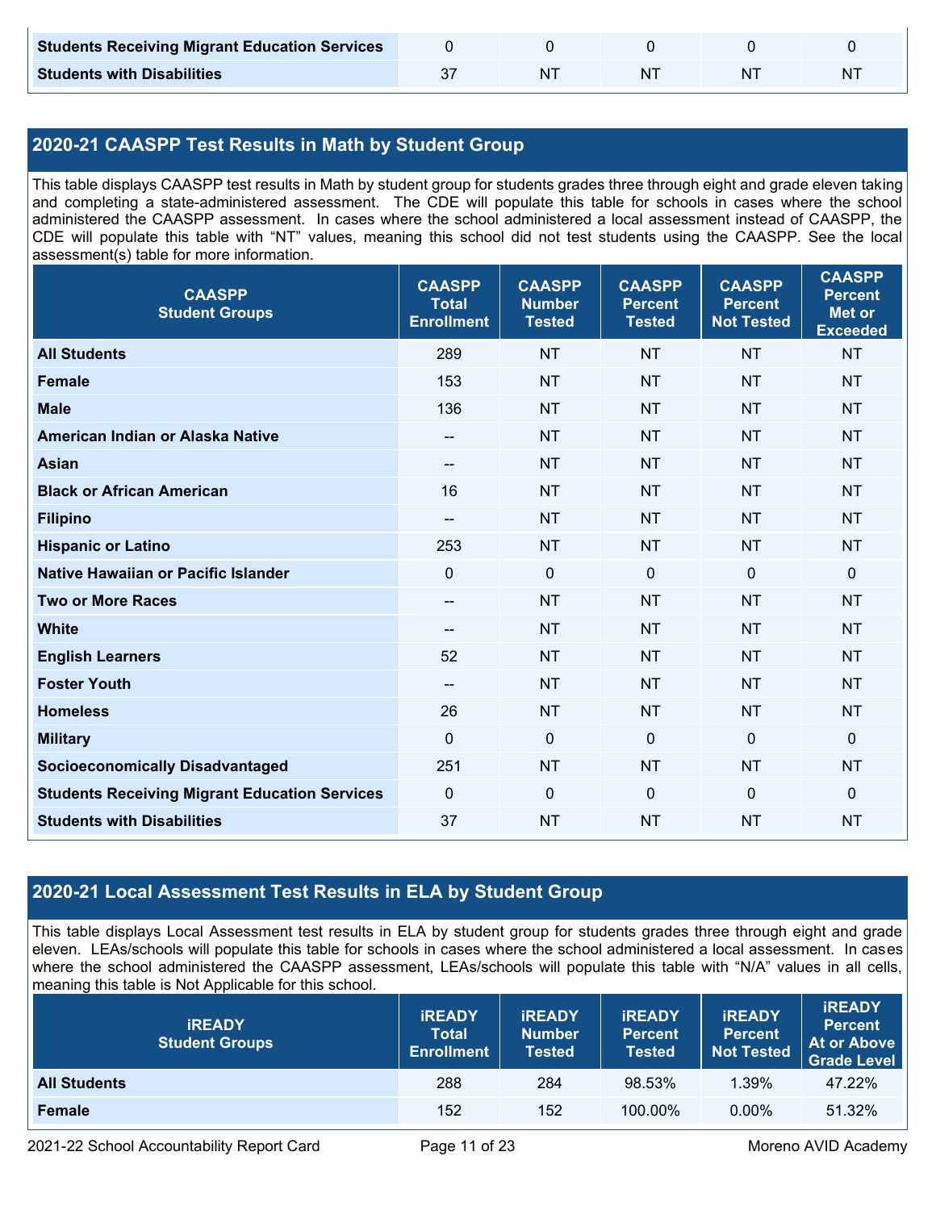| | | | | | |
|---|---|---|---|---|---|
| **Students Receiving Migrant Education Services** | 0 | 0 | 0 | 0 | 0 |
| **Students with Disabilities** | 37 | NT | NT | NT | NT |

## 2020-21 CAASPP Test Results in Math by Student Group

This table displays CAASPP test results in Math by student group for students grades three through eight and grade eleven taking and completing a state-administered assessment. The CDE will populate this table for schools in cases where the school administered the CAASPP assessment. In cases where the school administered a local assessment instead of CAASPP, the CDE will populate this table with "NT" values, meaning this school did not test students using the CAASPP. See the local assessment(s) table for more information.

| CAASPP Student Groups | CAASPP Total Enrollment | CAASPP Number Tested | CAASPP Percent Tested | CAASPP Percent Not Tested | CAASPP Percent Met or Exceeded |
|---|---|---|---|---|---|
| **All Students** | 289 | NT | NT | NT | NT |
| **Female** | 153 | NT | NT | NT | NT |
| **Male** | 136 | NT | NT | NT | NT |
| **American Indian or Alaska Native** | -- | NT | NT | NT | NT |
| **Asian** | -- | NT | NT | NT | NT |
| **Black or African American** | 16 | NT | NT | NT | NT |
| **Filipino** | -- | NT | NT | NT | NT |
| **Hispanic or Latino** | 253 | NT | NT | NT | NT |
| **Native Hawaiian or Pacific Islander** | 0 | 0 | 0 | 0 | 0 |
| **Two or More Races** | -- | NT | NT | NT | NT |
| **White** | -- | NT | NT | NT | NT |
| **English Learners** | 52 | NT | NT | NT | NT |
| **Foster Youth** | -- | NT | NT | NT | NT |
| **Homeless** | 26 | NT | NT | NT | NT |
| **Military** | 0 | 0 | 0 | 0 | 0 |
| **Socioeconomically Disadvantaged** | 251 | NT | NT | NT | NT |
| **Students Receiving Migrant Education Services** | 0 | 0 | 0 | 0 | 0 |
| **Students with Disabilities** | 37 | NT | NT | NT | NT |

## 2020-21 Local Assessment Test Results in ELA by Student Group

This table displays Local Assessment test results in ELA by student group for students grades three through eight and grade eleven. LEAs/schools will populate this table for schools in cases where the school administered a local assessment. In cases where the school administered the CAASPP assessment, LEAs/schools will populate this table with "N/A" values in all cells, meaning this table is Not Applicable for this school.

| iREADY Student Groups | iREADY Total Enrollment | iREADY Number Tested | iREADY Percent Tested | iREADY Percent Not Tested | iREADY Percent At or Above Grade Level |
|---|---|---|---|---|---|
| **All Students** | 288 | 284 | 98.53% | 1.39% | 47.22% |
| **Female** | 152 | 152 | 100.00% | 0.00% | 51.32% |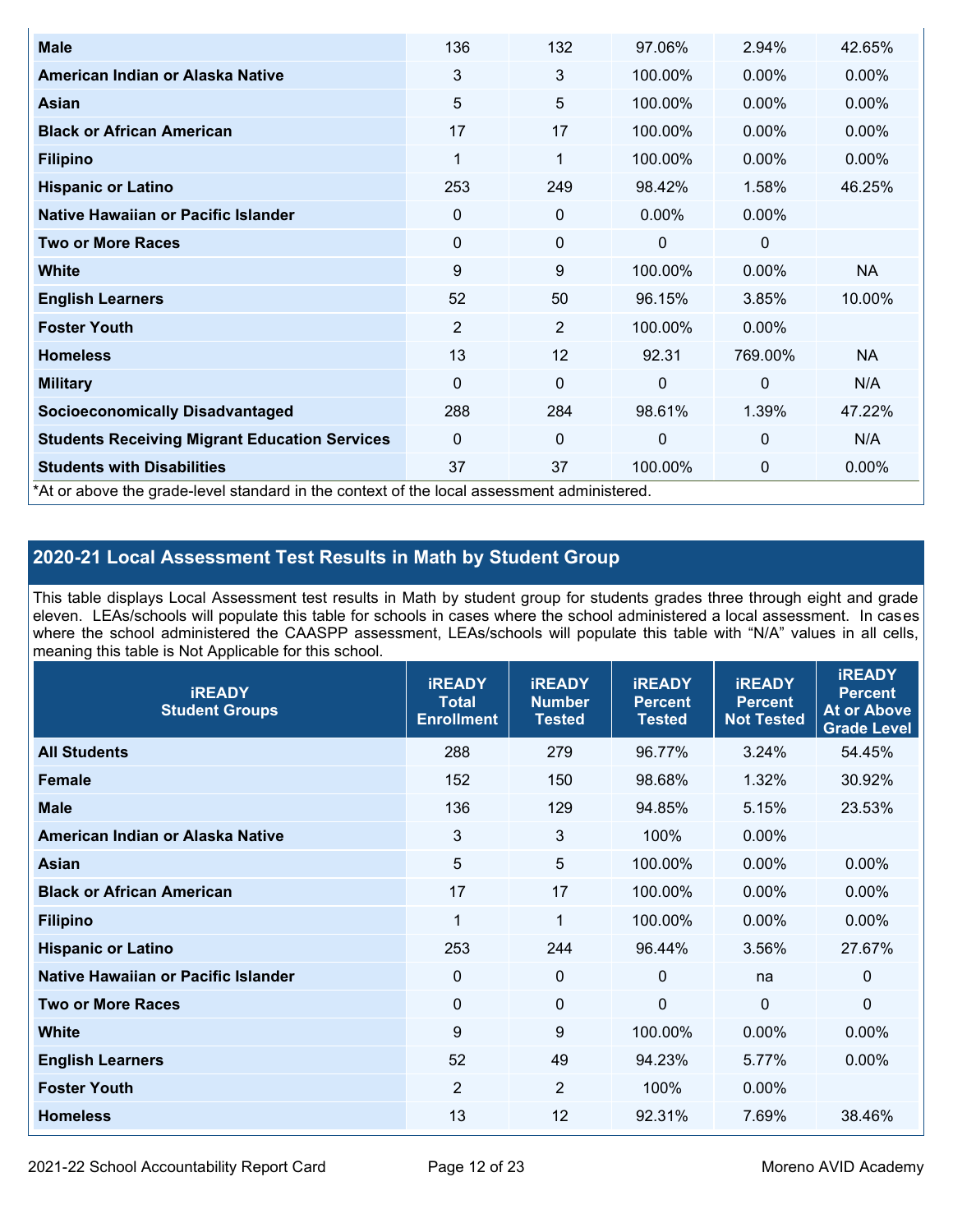| | | | | | |
|---|---|---|---|---|---|
| **Male** | 136 | 132 | 97.06% | 2.94% | 42.65% |
| **American Indian or Alaska Native** | 3 | 3 | 100.00% | 0.00% | 0.00% |
| **Asian** | 5 | 5 | 100.00% | 0.00% | 0.00% |
| **Black or African American** | 17 | 17 | 100.00% | 0.00% | 0.00% |
| **Filipino** | 1 | 1 | 100.00% | 0.00% | 0.00% |
| **Hispanic or Latino** | 253 | 249 | 98.42% | 1.58% | 46.25% |
| **Native Hawaiian or Pacific Islander** | 0 | 0 | 0.00% | 0.00% | |
| **Two or More Races** | 0 | 0 | 0 | 0 | |
| **White** | 9 | 9 | 100.00% | 0.00% | NA |
| **English Learners** | 52 | 50 | 96.15% | 3.85% | 10.00% |
| **Foster Youth** | 2 | 2 | 100.00% | 0.00% | |
| **Homeless** | 13 | 12 | 92.31 | 769.00% | NA |
| **Military** | 0 | 0 | 0 | 0 | N/A |
| **Socioeconomically Disadvantaged** | 288 | 284 | 98.61% | 1.39% | 47.22% |
| **Students Receiving Migrant Education Services** | 0 | 0 | 0 | 0 | N/A |
| **Students with Disabilities** | 37 | 37 | 100.00% | 0 | 0.00% |

*At or above the grade-level standard in the context of the local assessment administered.

## 2020-21 Local Assessment Test Results in Math by Student Group

This table displays Local Assessment test results in Math by student group for students grades three through eight and grade eleven. LEAs/schools will populate this table for schools in cases where the school administered a local assessment. In cases where the school administered the CAASPP assessment, LEAs/schools will populate this table with "N/A" values in all cells, meaning this table is Not Applicable for this school.

| iREADY Student Groups | iREADY Total Enrollment | iREADY Number Tested | iREADY Percent Tested | iREADY Percent Not Tested | iREADY Percent At or Above Grade Level |
|---|---|---|---|---|---|
| **All Students** | 288 | 279 | 96.77% | 3.24% | 54.45% |
| **Female** | 152 | 150 | 98.68% | 1.32% | 30.92% |
| **Male** | 136 | 129 | 94.85% | 5.15% | 23.53% |
| **American Indian or Alaska Native** | 3 | 3 | 100% | 0.00% | |
| **Asian** | 5 | 5 | 100.00% | 0.00% | 0.00% |
| **Black or African American** | 17 | 17 | 100.00% | 0.00% | 0.00% |
| **Filipino** | 1 | 1 | 100.00% | 0.00% | 0.00% |
| **Hispanic or Latino** | 253 | 244 | 96.44% | 3.56% | 27.67% |
| **Native Hawaiian or Pacific Islander** | 0 | 0 | 0 | na | 0 |
| **Two or More Races** | 0 | 0 | 0 | 0 | 0 |
| **White** | 9 | 9 | 100.00% | 0.00% | 0.00% |
| **English Learners** | 52 | 49 | 94.23% | 5.77% | 0.00% |
| **Foster Youth** | 2 | 2 | 100% | 0.00% | |
| **Homeless** | 13 | 12 | 92.31% | 7.69% | 38.46% |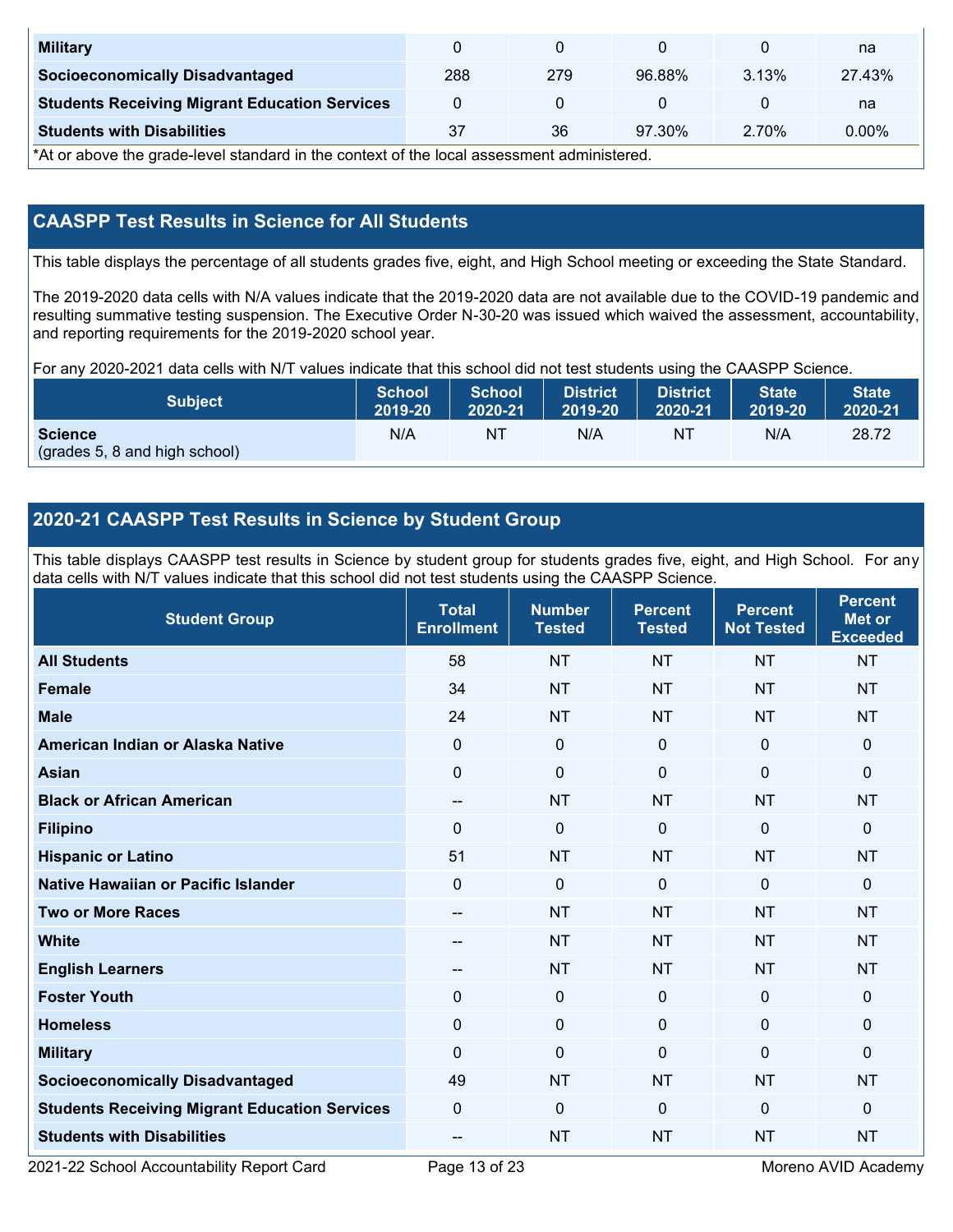| Military | 0 | 0 | 0 | 0 | na |
|---|---|---|---|---|---|
| Socioeconomically Disadvantaged | 288 | 279 | 96.88% | 3.13% | 27.43% |
| Students Receiving Migrant Education Services | 0 | 0 | 0 | 0 | na |
| Students with Disabilities | 37 | 36 | 97.30% | 2.70% | 0.00% |

*At or above the grade-level standard in the context of the local assessment administered.

## CAASPP Test Results in Science for All Students

This table displays the percentage of all students grades five, eight, and High School meeting or exceeding the State Standard.

The 2019-2020 data cells with N/A values indicate that the 2019-2020 data are not available due to the COVID-19 pandemic and resulting summative testing suspension. The Executive Order N-30-20 was issued which waived the assessment, accountability, and reporting requirements for the 2019-2020 school year.

For any 2020-2021 data cells with N/T values indicate that this school did not test students using the CAASPP Science.

| Subject | School 2019-20 | School 2020-21 | District 2019-20 | District 2020-21 | State 2019-20 | State 2020-21 |
|---|---|---|---|---|---|---|
| **Science** (grades 5, 8 and high school) | N/A | NT | N/A | NT | N/A | 28.72 |

## 2020-21 CAASPP Test Results in Science by Student Group

This table displays CAASPP test results in Science by student group for students grades five, eight, and High School. For any data cells with N/T values indicate that this school did not test students using the CAASPP Science.

| Student Group | Total Enrollment | Number Tested | Percent Tested | Percent Not Tested | Percent Met or Exceeded |
|---|---|---|---|---|---|
| All Students | 58 | NT | NT | NT | NT |
| Female | 34 | NT | NT | NT | NT |
| Male | 24 | NT | NT | NT | NT |
| American Indian or Alaska Native | 0 | 0 | 0 | 0 | 0 |
| Asian | 0 | 0 | 0 | 0 | 0 |
| Black or African American | -- | NT | NT | NT | NT |
| Filipino | 0 | 0 | 0 | 0 | 0 |
| Hispanic or Latino | 51 | NT | NT | NT | NT |
| Native Hawaiian or Pacific Islander | 0 | 0 | 0 | 0 | 0 |
| Two or More Races | -- | NT | NT | NT | NT |
| White | -- | NT | NT | NT | NT |
| English Learners | -- | NT | NT | NT | NT |
| Foster Youth | 0 | 0 | 0 | 0 | 0 |
| Homeless | 0 | 0 | 0 | 0 | 0 |
| Military | 0 | 0 | 0 | 0 | 0 |
| Socioeconomically Disadvantaged | 49 | NT | NT | NT | NT |
| Students Receiving Migrant Education Services | 0 | 0 | 0 | 0 | 0 |
| Students with Disabilities | -- | NT | NT | NT | NT |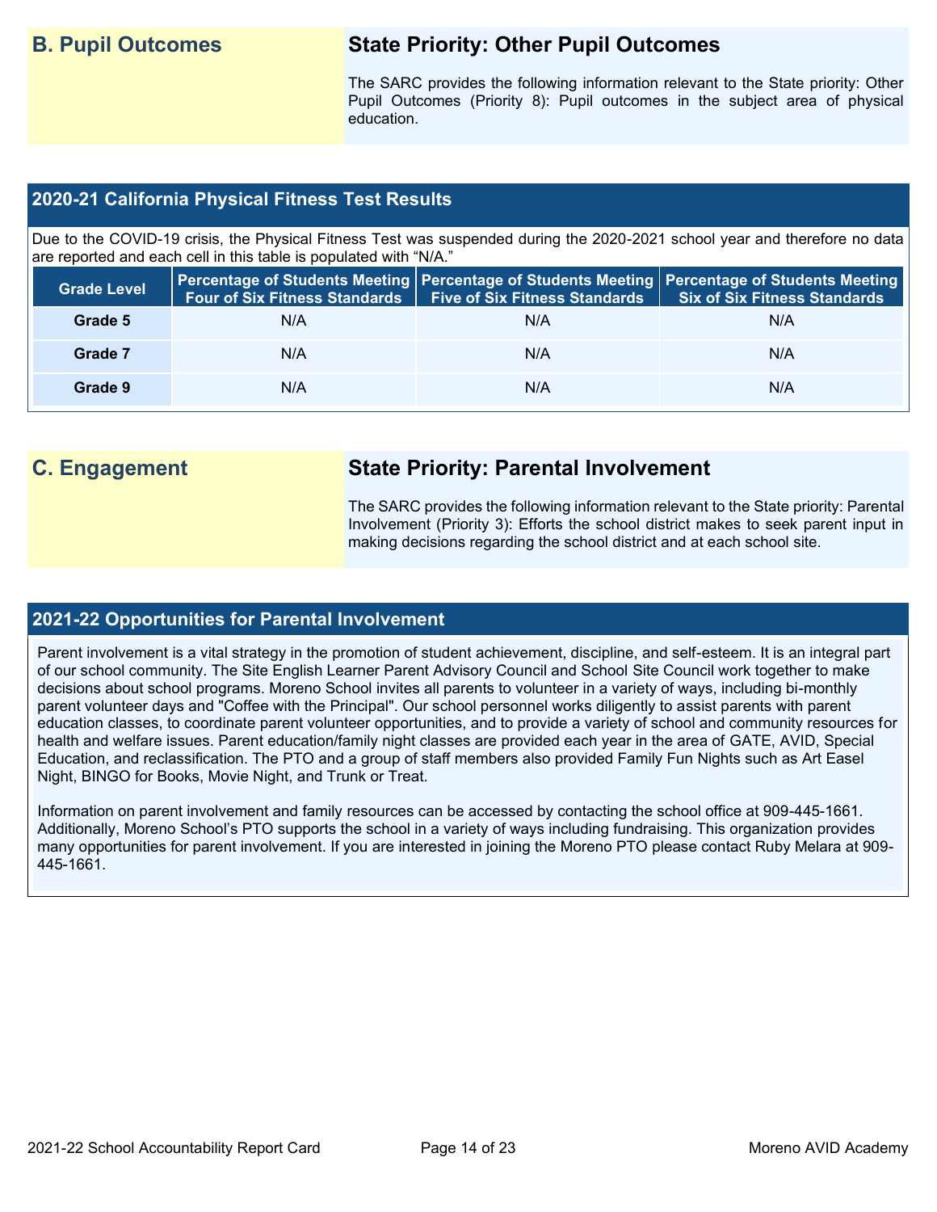## B. Pupil Outcomes

### State Priority: Other Pupil Outcomes

The SARC provides the following information relevant to the State priority: Other Pupil Outcomes (Priority 8): Pupil outcomes in the subject area of physical education.

### 2020-21 California Physical Fitness Test Results

Due to the COVID-19 crisis, the Physical Fitness Test was suspended during the 2020-2021 school year and therefore no data are reported and each cell in this table is populated with "N/A."

| Grade Level | Percentage of Students Meeting Four of Six Fitness Standards | Percentage of Students Meeting Five of Six Fitness Standards | Percentage of Students Meeting Six of Six Fitness Standards |
|---|---|---|---|
| Grade 5 | N/A | N/A | N/A |
| Grade 7 | N/A | N/A | N/A |
| Grade 9 | N/A | N/A | N/A |

## C. Engagement

### State Priority: Parental Involvement

The SARC provides the following information relevant to the State priority: Parental Involvement (Priority 3): Efforts the school district makes to seek parent input in making decisions regarding the school district and at each school site.

### 2021-22 Opportunities for Parental Involvement

Parent involvement is a vital strategy in the promotion of student achievement, discipline, and self-esteem. It is an integral part of our school community. The Site English Learner Parent Advisory Council and School Site Council work together to make decisions about school programs. Moreno School invites all parents to volunteer in a variety of ways, including bi-monthly parent volunteer days and "Coffee with the Principal". Our school personnel works diligently to assist parents with parent education classes, to coordinate parent volunteer opportunities, and to provide a variety of school and community resources for health and welfare issues. Parent education/family night classes are provided each year in the area of GATE, AVID, Special Education, and reclassification. The PTO and a group of staff members also provided Family Fun Nights such as Art Easel Night, BINGO for Books, Movie Night, and Trunk or Treat.

Information on parent involvement and family resources can be accessed by contacting the school office at 909-445-1661. Additionally, Moreno School's PTO supports the school in a variety of ways including fundraising. This organization provides many opportunities for parent involvement. If you are interested in joining the Moreno PTO please contact Ruby Melara at 909-445-1661.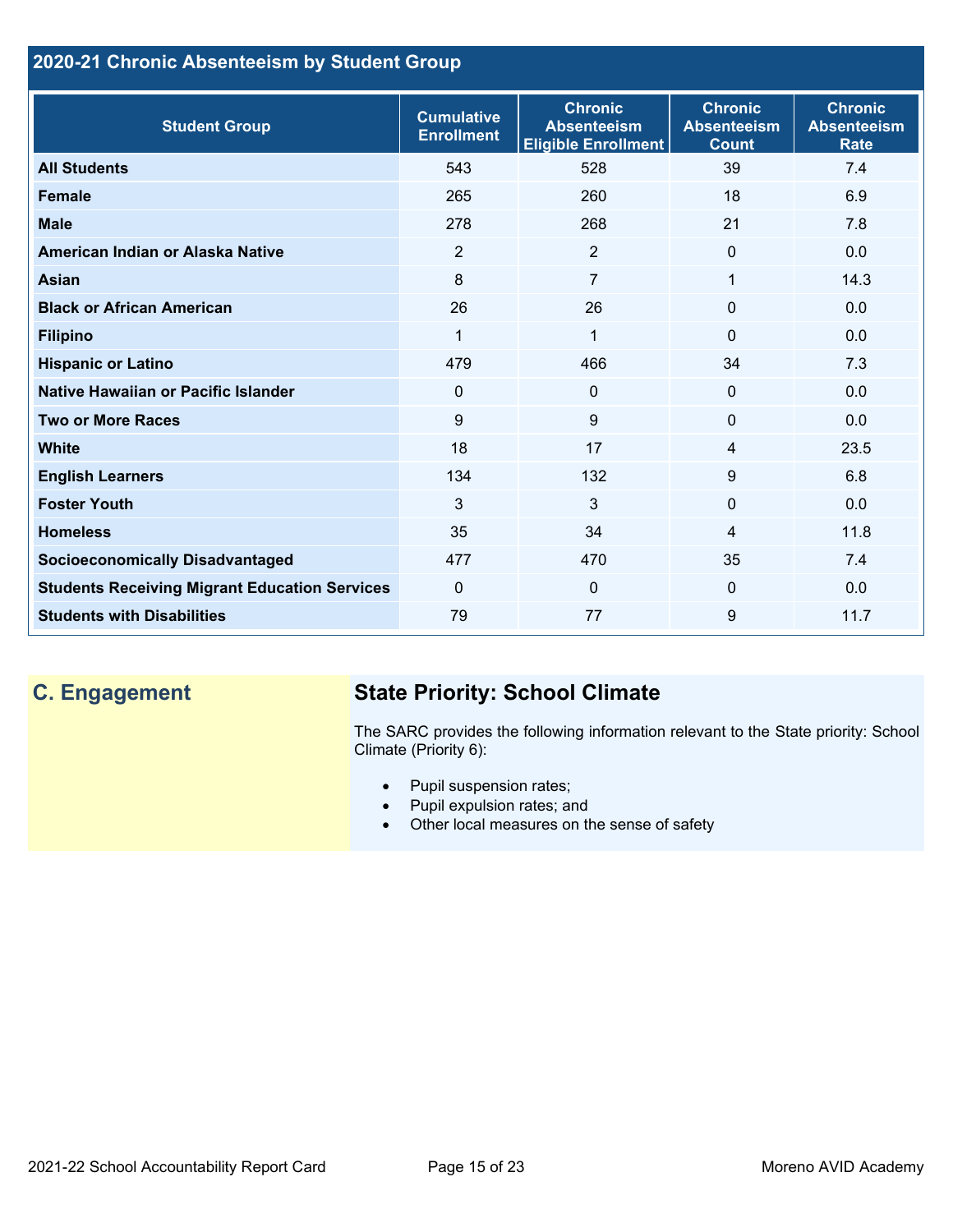## 2020-21 Chronic Absenteeism by Student Group

| Student Group | Cumulative Enrollment | Chronic Absenteeism Eligible Enrollment | Chronic Absenteeism Count | Chronic Absenteeism Rate |
|---|---|---|---|---|
| **All Students** | 543 | 528 | 39 | 7.4 |
| **Female** | 265 | 260 | 18 | 6.9 |
| **Male** | 278 | 268 | 21 | 7.8 |
| **American Indian or Alaska Native** | 2 | 2 | 0 | 0.0 |
| **Asian** | 8 | 7 | 1 | 14.3 |
| **Black or African American** | 26 | 26 | 0 | 0.0 |
| **Filipino** | 1 | 1 | 0 | 0.0 |
| **Hispanic or Latino** | 479 | 466 | 34 | 7.3 |
| **Native Hawaiian or Pacific Islander** | 0 | 0 | 0 | 0.0 |
| **Two or More Races** | 9 | 9 | 0 | 0.0 |
| **White** | 18 | 17 | 4 | 23.5 |
| **English Learners** | 134 | 132 | 9 | 6.8 |
| **Foster Youth** | 3 | 3 | 0 | 0.0 |
| **Homeless** | 35 | 34 | 4 | 11.8 |
| **Socioeconomically Disadvantaged** | 477 | 470 | 35 | 7.4 |
| **Students Receiving Migrant Education Services** | 0 | 0 | 0 | 0.0 |
| **Students with Disabilities** | 79 | 77 | 9 | 11.7 |

## C. Engagement

### State Priority: School Climate

The SARC provides the following information relevant to the State priority: School Climate (Priority 6):

- Pupil suspension rates;
- Pupil expulsion rates; and
- Other local measures on the sense of safety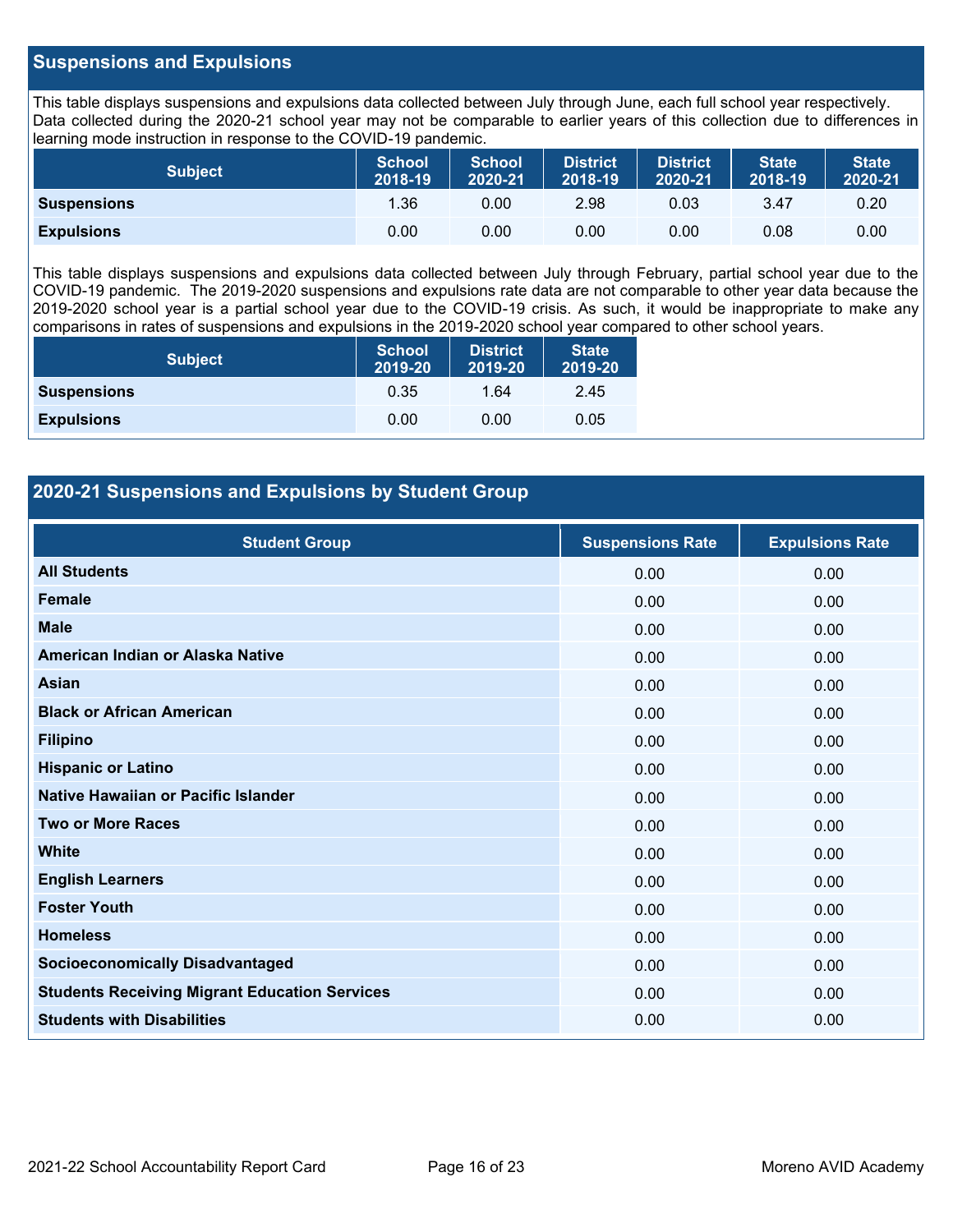## Suspensions and Expulsions

This table displays suspensions and expulsions data collected between July through June, each full school year respectively. Data collected during the 2020-21 school year may not be comparable to earlier years of this collection due to differences in learning mode instruction in response to the COVID-19 pandemic.

| Subject | School 2018-19 | School 2020-21 | District 2018-19 | District 2020-21 | State 2018-19 | State 2020-21 |
|---|---|---|---|---|---|---|
| **Suspensions** | 1.36 | 0.00 | 2.98 | 0.03 | 3.47 | 0.20 |
| **Expulsions** | 0.00 | 0.00 | 0.00 | 0.00 | 0.08 | 0.00 |

This table displays suspensions and expulsions data collected between July through February, partial school year due to the COVID-19 pandemic. The 2019-2020 suspensions and expulsions rate data are not comparable to other year data because the 2019-2020 school year is a partial school year due to the COVID-19 crisis. As such, it would be inappropriate to make any comparisons in rates of suspensions and expulsions in the 2019-2020 school year compared to other school years.

| Subject | School 2019-20 | District 2019-20 | State 2019-20 |
|---|---|---|---|
| **Suspensions** | 0.35 | 1.64 | 2.45 |
| **Expulsions** | 0.00 | 0.00 | 0.05 |

## 2020-21 Suspensions and Expulsions by Student Group

| Student Group | Suspensions Rate | Expulsions Rate |
|---|---|---|
| **All Students** | 0.00 | 0.00 |
| **Female** | 0.00 | 0.00 |
| **Male** | 0.00 | 0.00 |
| **American Indian or Alaska Native** | 0.00 | 0.00 |
| **Asian** | 0.00 | 0.00 |
| **Black or African American** | 0.00 | 0.00 |
| **Filipino** | 0.00 | 0.00 |
| **Hispanic or Latino** | 0.00 | 0.00 |
| **Native Hawaiian or Pacific Islander** | 0.00 | 0.00 |
| **Two or More Races** | 0.00 | 0.00 |
| **White** | 0.00 | 0.00 |
| **English Learners** | 0.00 | 0.00 |
| **Foster Youth** | 0.00 | 0.00 |
| **Homeless** | 0.00 | 0.00 |
| **Socioeconomically Disadvantaged** | 0.00 | 0.00 |
| **Students Receiving Migrant Education Services** | 0.00 | 0.00 |
| **Students with Disabilities** | 0.00 | 0.00 |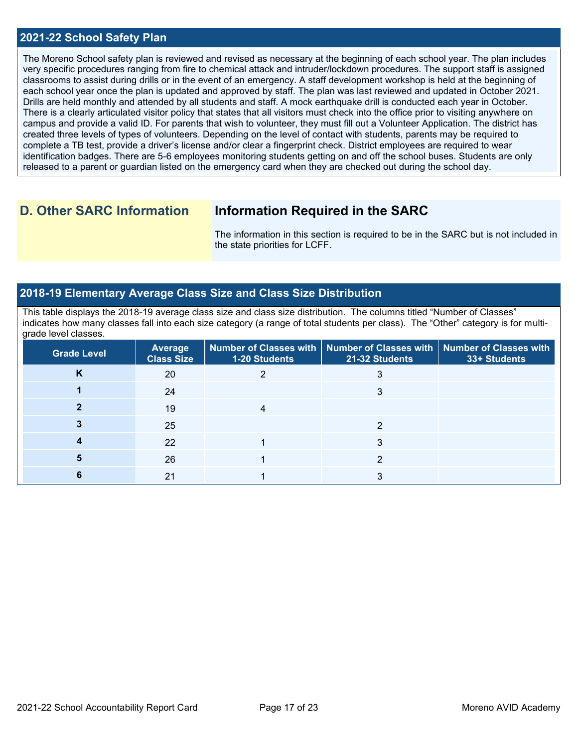## 2021-22 School Safety Plan

The Moreno School safety plan is reviewed and revised as necessary at the beginning of each school year. The plan includes very specific procedures ranging from fire to chemical attack and intruder/lockdown procedures. The support staff is assigned classrooms to assist during drills or in the event of an emergency. A staff development workshop is held at the beginning of each school year once the plan is updated and approved by staff. The plan was last reviewed and updated in October 2021. Drills are held monthly and attended by all students and staff. A mock earthquake drill is conducted each year in October. There is a clearly articulated visitor policy that states that all visitors must check into the office prior to visiting anywhere on campus and provide a valid ID. For parents that wish to volunteer, they must fill out a Volunteer Application. The district has created three levels of types of volunteers. Depending on the level of contact with students, parents may be required to complete a TB test, provide a driver's license and/or clear a fingerprint check. District employees are required to wear identification badges. There are 5-6 employees monitoring students getting on and off the school buses. Students are only released to a parent or guardian listed on the emergency card when they are checked out during the school day.

## D. Other SARC Information

### Information Required in the SARC

The information in this section is required to be in the SARC but is not included in the state priorities for LCFF.

## 2018-19 Elementary Average Class Size and Class Size Distribution

This table displays the 2018-19 average class size and class size distribution. The columns titled "Number of Classes" indicates how many classes fall into each size category (a range of total students per class). The "Other" category is for multi-grade level classes.

| Grade Level | Average Class Size | Number of Classes with 1-20 Students | Number of Classes with 21-32 Students | Number of Classes with 33+ Students |
|---|---|---|---|---|
| K | 20 | 2 | 3 | |
| 1 | 24 | | 3 | |
| 2 | 19 | 4 | | |
| 3 | 25 | | 2 | |
| 4 | 22 | 1 | 3 | |
| 5 | 26 | 1 | 2 | |
| 6 | 21 | 1 | 3 | |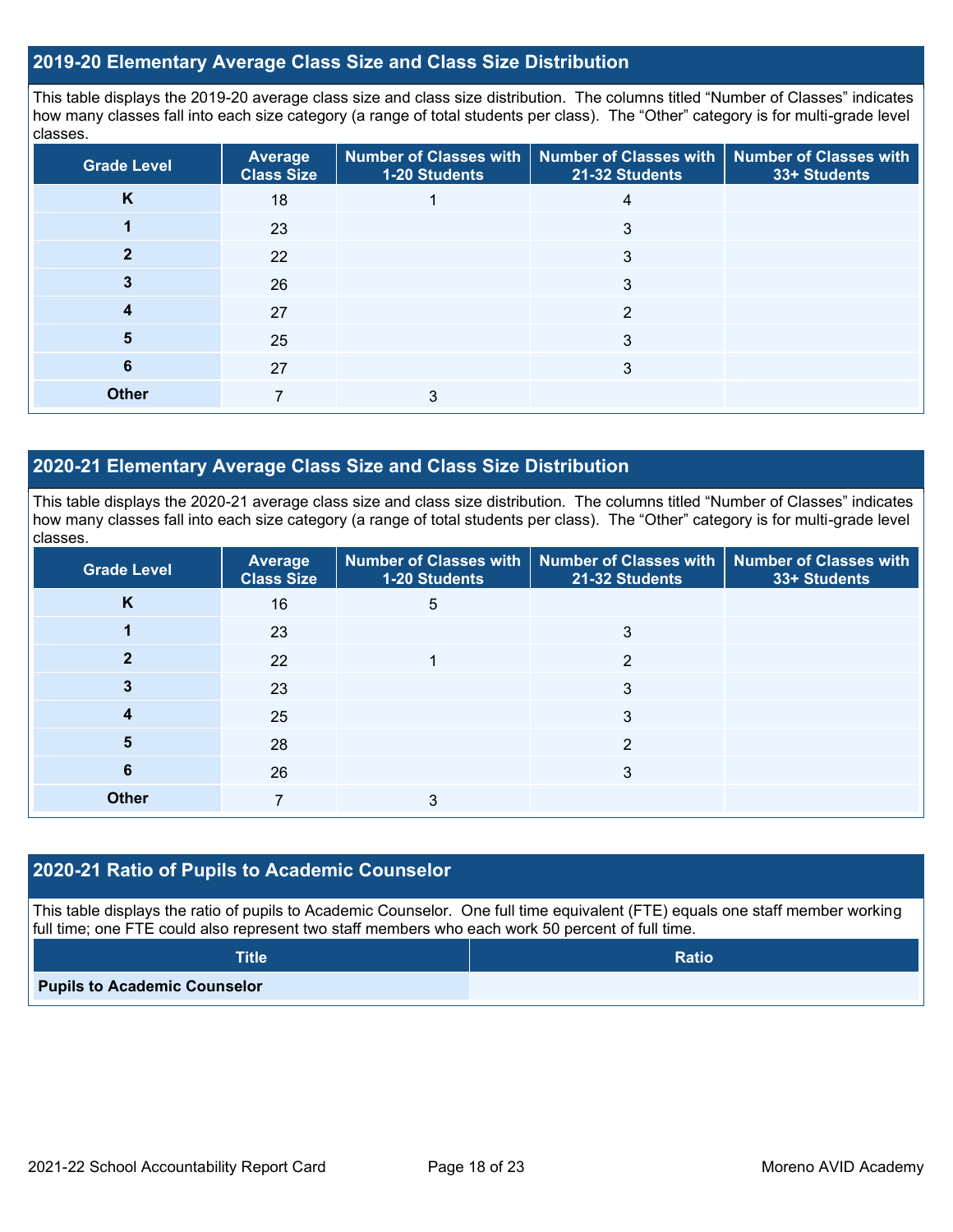## 2019-20 Elementary Average Class Size and Class Size Distribution

This table displays the 2019-20 average class size and class size distribution. The columns titled "Number of Classes" indicates how many classes fall into each size category (a range of total students per class). The "Other" category is for multi-grade level classes.

| Grade Level | Average Class Size | Number of Classes with 1-20 Students | Number of Classes with 21-32 Students | Number of Classes with 33+ Students |
|---|---|---|---|---|
| K | 18 | 1 | 4 | |
| 1 | 23 | | 3 | |
| 2 | 22 | | 3 | |
| 3 | 26 | | 3 | |
| 4 | 27 | | 2 | |
| 5 | 25 | | 3 | |
| 6 | 27 | | 3 | |
| Other | 7 | 3 | | |

## 2020-21 Elementary Average Class Size and Class Size Distribution

This table displays the 2020-21 average class size and class size distribution. The columns titled "Number of Classes" indicates how many classes fall into each size category (a range of total students per class). The "Other" category is for multi-grade level classes.

| Grade Level | Average Class Size | Number of Classes with 1-20 Students | Number of Classes with 21-32 Students | Number of Classes with 33+ Students |
|---|---|---|---|---|
| K | 16 | 5 | | |
| 1 | 23 | | 3 | |
| 2 | 22 | 1 | 2 | |
| 3 | 23 | | 3 | |
| 4 | 25 | | 3 | |
| 5 | 28 | | 2 | |
| 6 | 26 | | 3 | |
| Other | 7 | 3 | | |

## 2020-21 Ratio of Pupils to Academic Counselor

This table displays the ratio of pupils to Academic Counselor. One full time equivalent (FTE) equals one staff member working full time; one FTE could also represent two staff members who each work 50 percent of full time.

| Title | Ratio |
|---|---|
| Pupils to Academic Counselor | |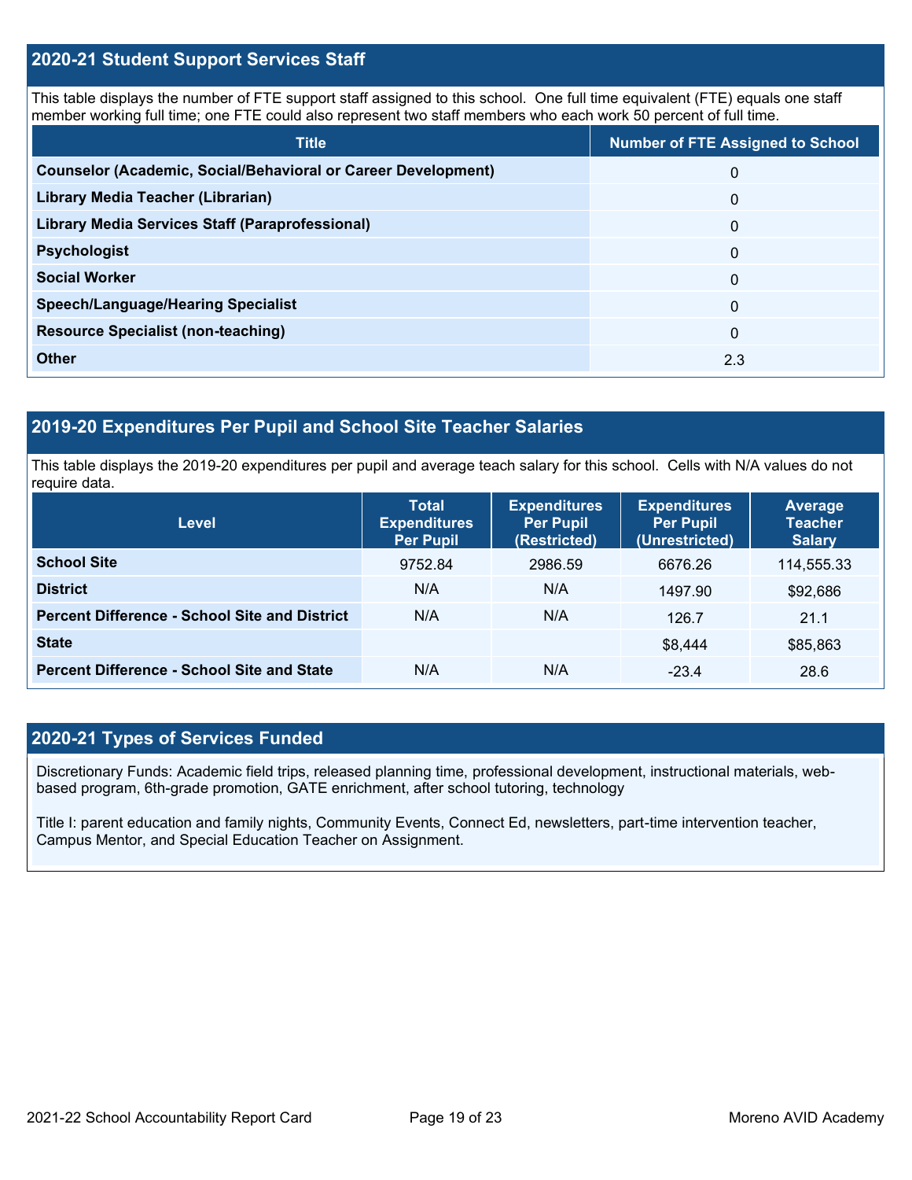## 2020-21 Student Support Services Staff

This table displays the number of FTE support staff assigned to this school. One full time equivalent (FTE) equals one staff member working full time; one FTE could also represent two staff members who each work 50 percent of full time.

| Title | Number of FTE Assigned to School |
|---|---|
| **Counselor (Academic, Social/Behavioral or Career Development)** | 0 |
| **Library Media Teacher (Librarian)** | 0 |
| **Library Media Services Staff (Paraprofessional)** | 0 |
| **Psychologist** | 0 |
| **Social Worker** | 0 |
| **Speech/Language/Hearing Specialist** | 0 |
| **Resource Specialist (non-teaching)** | 0 |
| **Other** | 2.3 |

## 2019-20 Expenditures Per Pupil and School Site Teacher Salaries

This table displays the 2019-20 expenditures per pupil and average teach salary for this school. Cells with N/A values do not require data.

| Level | Total Expenditures Per Pupil | Expenditures Per Pupil (Restricted) | Expenditures Per Pupil (Unrestricted) | Average Teacher Salary |
|---|---|---|---|---|
| **School Site** | 9752.84 | 2986.59 | 6676.26 | 114,555.33 |
| **District** | N/A | N/A | 1497.90 | $92,686 |
| **Percent Difference - School Site and District** | N/A | N/A | 126.7 | 21.1 |
| **State** | | | $8,444 | $85,863 |
| **Percent Difference - School Site and State** | N/A | N/A | -23.4 | 28.6 |

## 2020-21 Types of Services Funded

Discretionary Funds: Academic field trips, released planning time, professional development, instructional materials, web-based program, 6th-grade promotion, GATE enrichment, after school tutoring, technology

Title I: parent education and family nights, Community Events, Connect Ed, newsletters, part-time intervention teacher, Campus Mentor, and Special Education Teacher on Assignment.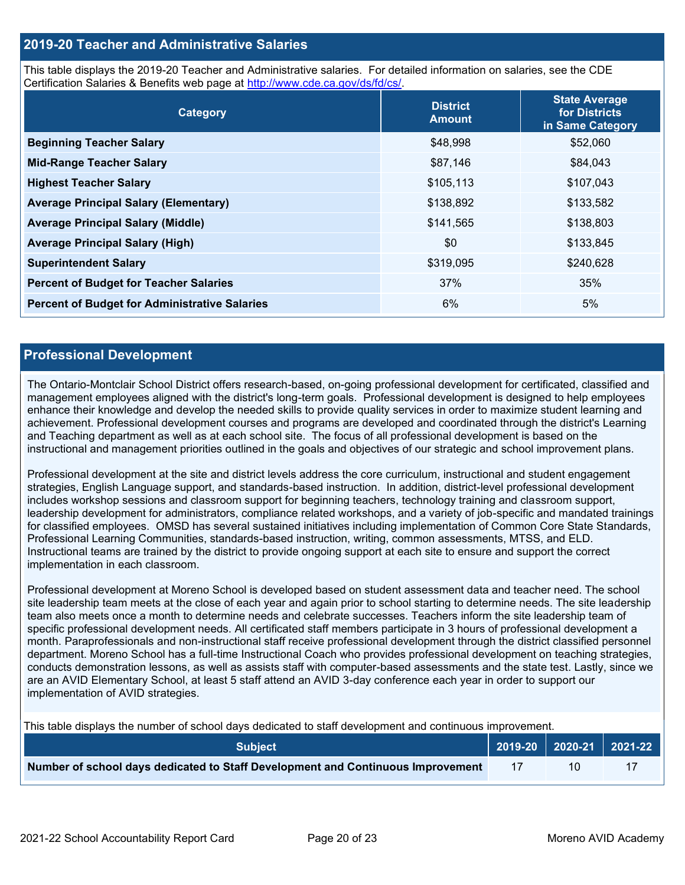## 2019-20 Teacher and Administrative Salaries

This table displays the 2019-20 Teacher and Administrative salaries. For detailed information on salaries, see the CDE Certification Salaries & Benefits web page at http://www.cde.ca.gov/ds/fd/cs/.

| Category | District Amount | State Average for Districts in Same Category |
|---|---|---|
| **Beginning Teacher Salary** | $48,998 | $52,060 |
| **Mid-Range Teacher Salary** | $87,146 | $84,043 |
| **Highest Teacher Salary** | $105,113 | $107,043 |
| **Average Principal Salary (Elementary)** | $138,892 | $133,582 |
| **Average Principal Salary (Middle)** | $141,565 | $138,803 |
| **Average Principal Salary (High)** | $0 | $133,845 |
| **Superintendent Salary** | $319,095 | $240,628 |
| **Percent of Budget for Teacher Salaries** | 37% | 35% |
| **Percent of Budget for Administrative Salaries** | 6% | 5% |

## Professional Development

The Ontario-Montclair School District offers research-based, on-going professional development for certificated, classified and management employees aligned with the district's long-term goals. Professional development is designed to help employees enhance their knowledge and develop the needed skills to provide quality services in order to maximize student learning and achievement. Professional development courses and programs are developed and coordinated through the district's Learning and Teaching department as well as at each school site. The focus of all professional development is based on the instructional and management priorities outlined in the goals and objectives of our strategic and school improvement plans.

Professional development at the site and district levels address the core curriculum, instructional and student engagement strategies, English Language support, and standards-based instruction. In addition, district-level professional development includes workshop sessions and classroom support for beginning teachers, technology training and classroom support, leadership development for administrators, compliance related workshops, and a variety of job-specific and mandated trainings for classified employees. OMSD has several sustained initiatives including implementation of Common Core State Standards, Professional Learning Communities, standards-based instruction, writing, common assessments, MTSS, and ELD. Instructional teams are trained by the district to provide ongoing support at each site to ensure and support the correct implementation in each classroom.

Professional development at Moreno School is developed based on student assessment data and teacher need. The school site leadership team meets at the close of each year and again prior to school starting to determine needs. The site leadership team also meets once a month to determine needs and celebrate successes. Teachers inform the site leadership team of specific professional development needs. All certificated staff members participate in 3 hours of professional development a month. Paraprofessionals and non-instructional staff receive professional development through the district classified personnel department. Moreno School has a full-time Instructional Coach who provides professional development on teaching strategies, conducts demonstration lessons, as well as assists staff with computer-based assessments and the state test. Lastly, since we are an AVID Elementary School, at least 5 staff attend an AVID 3-day conference each year in order to support our implementation of AVID strategies.

This table displays the number of school days dedicated to staff development and continuous improvement.

| Subject | 2019-20 | 2020-21 | 2021-22 |
|---|---|---|---|
| **Number of school days dedicated to Staff Development and Continuous Improvement** | 17 | 10 | 17 |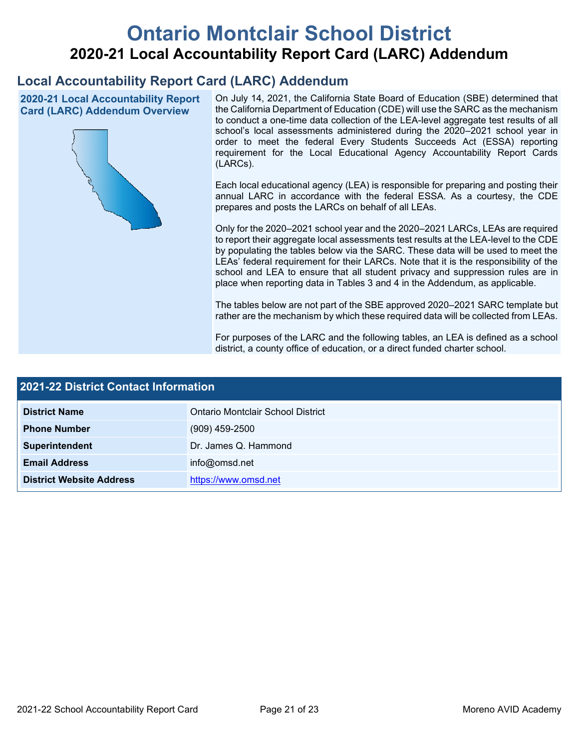# Ontario Montclair School District

## 2020-21 Local Accountability Report Card (LARC) Addendum

## Local Accountability Report Card (LARC) Addendum

### 2020-21 Local Accountability Report Card (LARC) Addendum Overview

On July 14, 2021, the California State Board of Education (SBE) determined that the California Department of Education (CDE) will use the SARC as the mechanism to conduct a one-time data collection of the LEA-level aggregate test results of all school's local assessments administered during the 2020–2021 school year in order to meet the federal Every Students Succeeds Act (ESSA) reporting requirement for the Local Educational Agency Accountability Report Cards (LARCs).

Each local educational agency (LEA) is responsible for preparing and posting their annual LARC in accordance with the federal ESSA. As a courtesy, the CDE prepares and posts the LARCs on behalf of all LEAs.

Only for the 2020–2021 school year and the 2020–2021 LARCs, LEAs are required to report their aggregate local assessments test results at the LEA-level to the CDE by populating the tables below via the SARC. These data will be used to meet the LEAs' federal requirement for their LARCs. Note that it is the responsibility of the school and LEA to ensure that all student privacy and suppression rules are in place when reporting data in Tables 3 and 4 in the Addendum, as applicable.

The tables below are not part of the SBE approved 2020–2021 SARC template but rather are the mechanism by which these required data will be collected from LEAs.

For purposes of the LARC and the following tables, an LEA is defined as a school district, a county office of education, or a direct funded charter school.

| 2021-22 District Contact Information | |
|---|---|
| **District Name** | Ontario Montclair School District |
| **Phone Number** | (909) 459-2500 |
| **Superintendent** | Dr. James Q. Hammond |
| **Email Address** | info@omsd.net |
| **District Website Address** | https://www.omsd.net |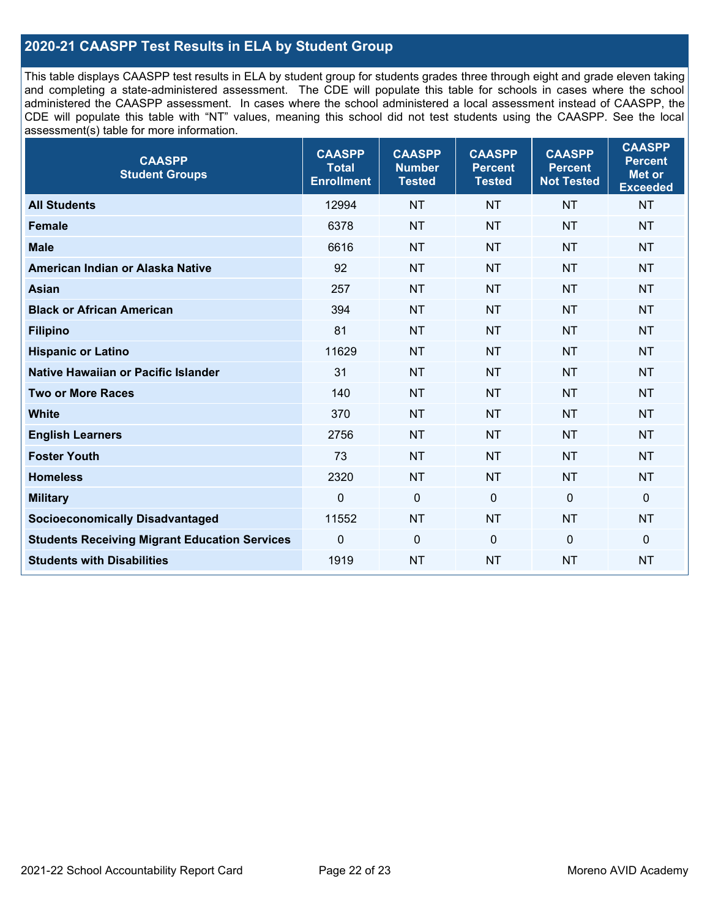## 2020-21 CAASPP Test Results in ELA by Student Group

This table displays CAASPP test results in ELA by student group for students grades three through eight and grade eleven taking and completing a state-administered assessment. The CDE will populate this table for schools in cases where the school administered the CAASPP assessment. In cases where the school administered a local assessment instead of CAASPP, the CDE will populate this table with "NT" values, meaning this school did not test students using the CAASPP. See the local assessment(s) table for more information.

| CAASPP Student Groups | CAASPP Total Enrollment | CAASPP Number Tested | CAASPP Percent Tested | CAASPP Percent Not Tested | CAASPP Percent Met or Exceeded |
|---|---|---|---|---|---|
| **All Students** | 12994 | NT | NT | NT | NT |
| **Female** | 6378 | NT | NT | NT | NT |
| **Male** | 6616 | NT | NT | NT | NT |
| **American Indian or Alaska Native** | 92 | NT | NT | NT | NT |
| **Asian** | 257 | NT | NT | NT | NT |
| **Black or African American** | 394 | NT | NT | NT | NT |
| **Filipino** | 81 | NT | NT | NT | NT |
| **Hispanic or Latino** | 11629 | NT | NT | NT | NT |
| **Native Hawaiian or Pacific Islander** | 31 | NT | NT | NT | NT |
| **Two or More Races** | 140 | NT | NT | NT | NT |
| **White** | 370 | NT | NT | NT | NT |
| **English Learners** | 2756 | NT | NT | NT | NT |
| **Foster Youth** | 73 | NT | NT | NT | NT |
| **Homeless** | 2320 | NT | NT | NT | NT |
| **Military** | 0 | 0 | 0 | 0 | 0 |
| **Socioeconomically Disadvantaged** | 11552 | NT | NT | NT | NT |
| **Students Receiving Migrant Education Services** | 0 | 0 | 0 | 0 | 0 |
| **Students with Disabilities** | 1919 | NT | NT | NT | NT |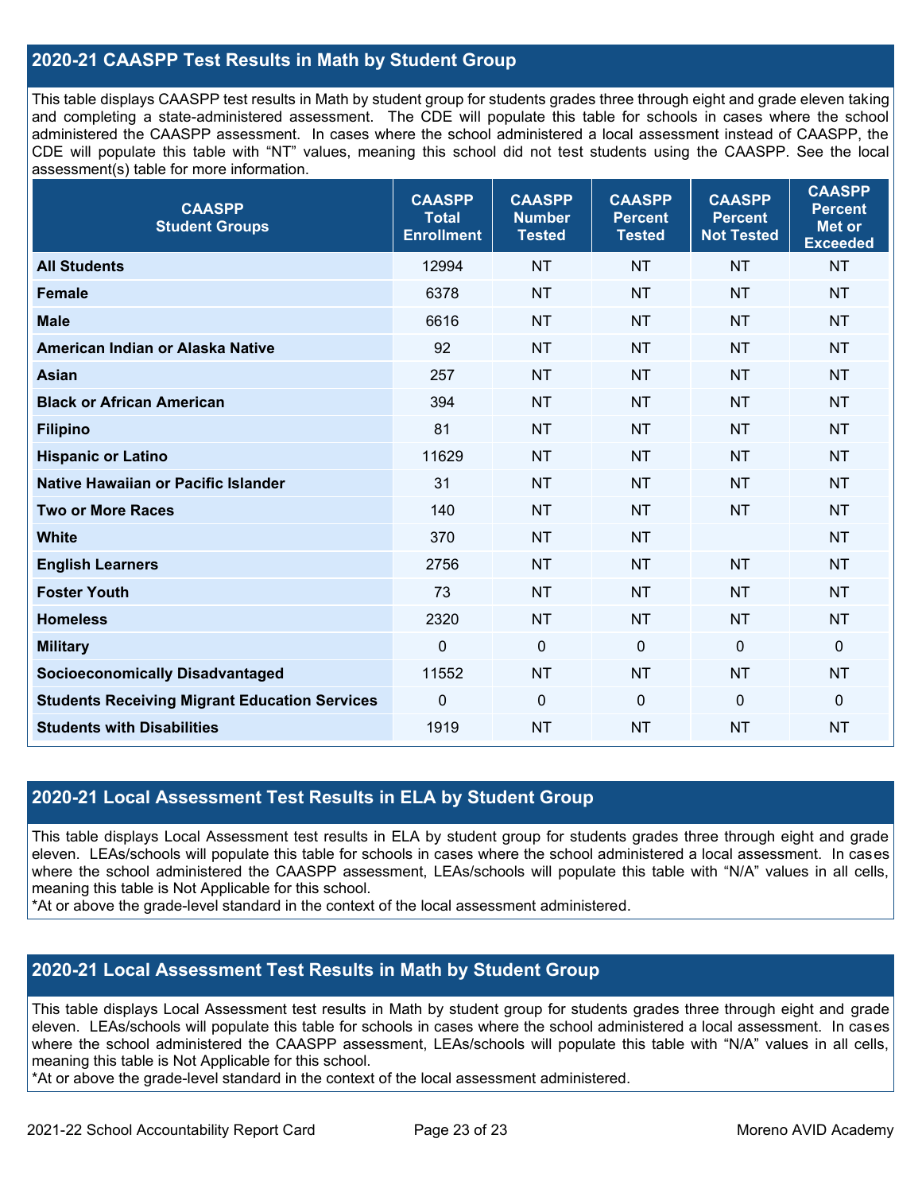## 2020-21 CAASPP Test Results in Math by Student Group

This table displays CAASPP test results in Math by student group for students grades three through eight and grade eleven taking and completing a state-administered assessment. The CDE will populate this table for schools in cases where the school administered the CAASPP assessment. In cases where the school administered a local assessment instead of CAASPP, the CDE will populate this table with "NT" values, meaning this school did not test students using the CAASPP. See the local assessment(s) table for more information.

| CAASPP Student Groups | CAASPP Total Enrollment | CAASPP Number Tested | CAASPP Percent Tested | CAASPP Percent Not Tested | CAASPP Percent Met or Exceeded |
|---|---|---|---|---|---|
| All Students | 12994 | NT | NT | NT | NT |
| Female | 6378 | NT | NT | NT | NT |
| Male | 6616 | NT | NT | NT | NT |
| American Indian or Alaska Native | 92 | NT | NT | NT | NT |
| Asian | 257 | NT | NT | NT | NT |
| Black or African American | 394 | NT | NT | NT | NT |
| Filipino | 81 | NT | NT | NT | NT |
| Hispanic or Latino | 11629 | NT | NT | NT | NT |
| Native Hawaiian or Pacific Islander | 31 | NT | NT | NT | NT |
| Two or More Races | 140 | NT | NT | NT | NT |
| White | 370 | NT | NT | | NT |
| English Learners | 2756 | NT | NT | NT | NT |
| Foster Youth | 73 | NT | NT | NT | NT |
| Homeless | 2320 | NT | NT | NT | NT |
| Military | 0 | 0 | 0 | 0 | 0 |
| Socioeconomically Disadvantaged | 11552 | NT | NT | NT | NT |
| Students Receiving Migrant Education Services | 0 | 0 | 0 | 0 | 0 |
| Students with Disabilities | 1919 | NT | NT | NT | NT |

## 2020-21 Local Assessment Test Results in ELA by Student Group

This table displays Local Assessment test results in ELA by student group for students grades three through eight and grade eleven. LEAs/schools will populate this table for schools in cases where the school administered a local assessment. In cases where the school administered the CAASPP assessment, LEAs/schools will populate this table with "N/A" values in all cells, meaning this table is Not Applicable for this school.
*At or above the grade-level standard in the context of the local assessment administered.

## 2020-21 Local Assessment Test Results in Math by Student Group

This table displays Local Assessment test results in Math by student group for students grades three through eight and grade eleven. LEAs/schools will populate this table for schools in cases where the school administered a local assessment. In cases where the school administered the CAASPP assessment, LEAs/schools will populate this table with "N/A" values in all cells, meaning this table is Not Applicable for this school.
*At or above the grade-level standard in the context of the local assessment administered.